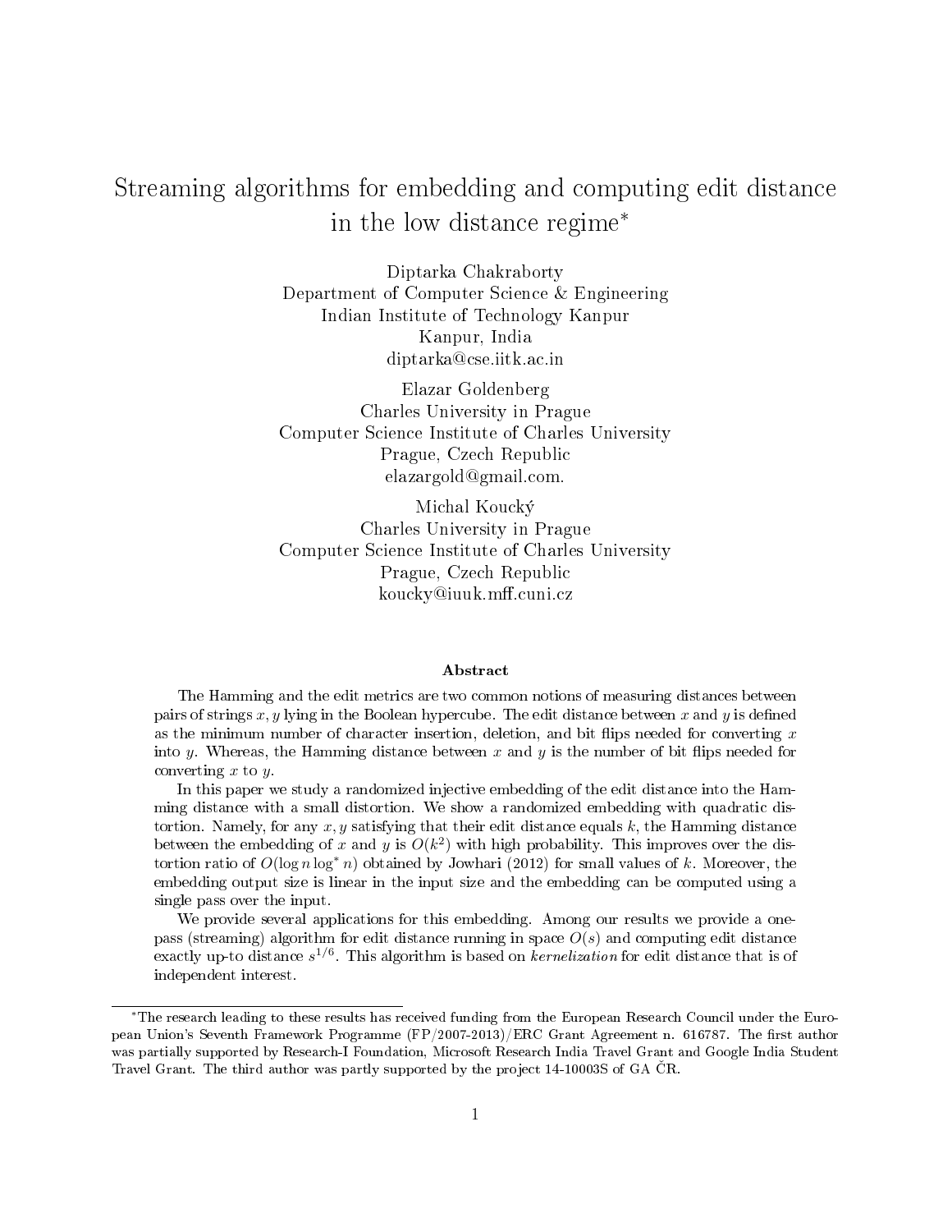# Streaming algorithms for embedding and computing edit distance in the low distance regime*

Diptarka Chakraborty
Department of Computer Science & Engineering
Indian Institute of Technology Kanpur
Kanpur, India
diptarka@cse.iitk.ac.in

Elazar Goldenberg
Charles University in Prague
Computer Science Institute of Charles University
Prague, Czech Republic
elazargold@gmail.com.

Michal Koucký
Charles University in Prague
Computer Science Institute of Charles University
Prague, Czech Republic
koucky@iuuk.mff.cuni.cz

### Abstract

The Hamming and the edit metrics are two common notions of measuring distances between pairs of strings $x, y$ lying in the Boolean hypercube. The edit distance between $x$ and $y$ is defined as the minimum number of character insertion, deletion, and bit flips needed for converting $x$ into $y$. Whereas, the Hamming distance between $x$ and $y$ is the number of bit flips needed for converting $x$ to $y$.

In this paper we study a randomized injective embedding of the edit distance into the Hamming distance with a small distortion. We show a randomized embedding with quadratic distortion. Namely, for any $x, y$ satisfying that their edit distance equals $k$, the Hamming distance between the embedding of $x$ and $y$ is $O(k^2)$ with high probability. This improves over the distortion ratio of $O(\log n \log^* n)$ obtained by Jowhari (2012) for small values of $k$. Moreover, the embedding output size is linear in the input size and the embedding can be computed using a single pass over the input.

We provide several applications for this embedding. Among our results we provide a one-pass (streaming) algorithm for edit distance running in space $O(s)$ and computing edit distance exactly up-to distance $s^{1/6}$. This algorithm is based on *kernelization* for edit distance that is of independent interest.

---

*The research leading to these results has received funding from the European Research Council under the European Union's Seventh Framework Programme (FP/2007-2013)/ERC Grant Agreement n. 616787. The first author was partially supported by Research-I Foundation, Microsoft Research India Travel Grant and Google India Student Travel Grant. The third author was partly supported by the project 14-10003S of GA ČR.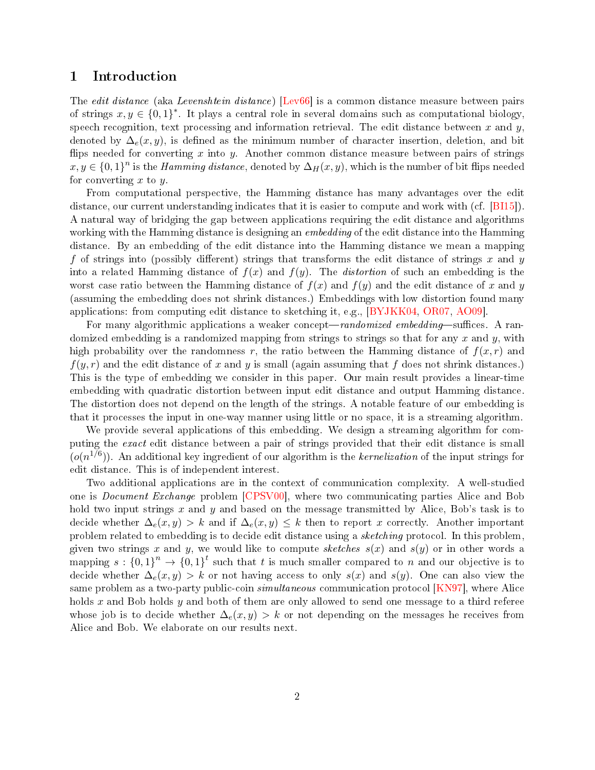## 1 Introduction

The *edit distance* (aka *Levenshtein distance*) [Lev66] is a common distance measure between pairs of strings $x, y \in \{0,1\}^*$. It plays a central role in several domains such as computational biology, speech recognition, text processing and information retrieval. The edit distance between $x$ and $y$, denoted by $\Delta_e(x, y)$, is defined as the minimum number of character insertion, deletion, and bit flips needed for converting $x$ into $y$. Another common distance measure between pairs of strings $x, y \in \{0,1\}^n$ is the *Hamming distance*, denoted by $\Delta_H(x, y)$, which is the number of bit flips needed for converting $x$ to $y$.

From computational perspective, the Hamming distance has many advantages over the edit distance, our current understanding indicates that it is easier to compute and work with (cf. [BI15]). A natural way of bridging the gap between applications requiring the edit distance and algorithms working with the Hamming distance is designing an *embedding* of the edit distance into the Hamming distance. By an embedding of the edit distance into the Hamming distance we mean a mapping $f$ of strings into (possibly different) strings that transforms the edit distance of strings $x$ and $y$ into a related Hamming distance of $f(x)$ and $f(y)$. The *distortion* of such an embedding is the worst case ratio between the Hamming distance of $f(x)$ and $f(y)$ and the edit distance of $x$ and $y$ (assuming the embedding does not shrink distances.) Embeddings with low distortion found many applications: from computing edit distance to sketching it, e.g., [BYJKK04, OR07, AO09].

For many algorithmic applications a weaker concept—*randomized embedding*—suffices. A randomized embedding is a randomized mapping from strings to strings so that for any $x$ and $y$, with high probability over the randomness $r$, the ratio between the Hamming distance of $f(x, r)$ and $f(y, r)$ and the edit distance of $x$ and $y$ is small (again assuming that $f$ does not shrink distances.) This is the type of embedding we consider in this paper. Our main result provides a linear-time embedding with quadratic distortion between input edit distance and output Hamming distance. The distortion does not depend on the length of the strings. A notable feature of our embedding is that it processes the input in one-way manner using little or no space, it is a streaming algorithm.

We provide several applications of this embedding. We design a streaming algorithm for computing the *exact* edit distance between a pair of strings provided that their edit distance is small ($o(n^{1/6})$). An additional key ingredient of our algorithm is the *kernelization* of the input strings for edit distance. This is of independent interest.

Two additional applications are in the context of communication complexity. A well-studied one is *Document Exchange* problem [CPSV00], where two communicating parties Alice and Bob hold two input strings $x$ and $y$ and based on the message transmitted by Alice, Bob's task is to decide whether $\Delta_e(x, y) > k$ and if $\Delta_e(x, y) \leq k$ then to report $x$ correctly. Another important problem related to embedding is to decide edit distance using a *sketching* protocol. In this problem, given two strings $x$ and $y$, we would like to compute *sketches* $s(x)$ and $s(y)$ or in other words a mapping $s : \{0,1\}^n \to \{0,1\}^t$ such that $t$ is much smaller compared to $n$ and our objective is to decide whether $\Delta_e(x, y) > k$ or not having access to only $s(x)$ and $s(y)$. One can also view the same problem as a two-party public-coin *simultaneous* communication protocol [KN97], where Alice holds $x$ and Bob holds $y$ and both of them are only allowed to send one message to a third referee whose job is to decide whether $\Delta_e(x, y) > k$ or not depending on the messages he receives from Alice and Bob. We elaborate on our results next.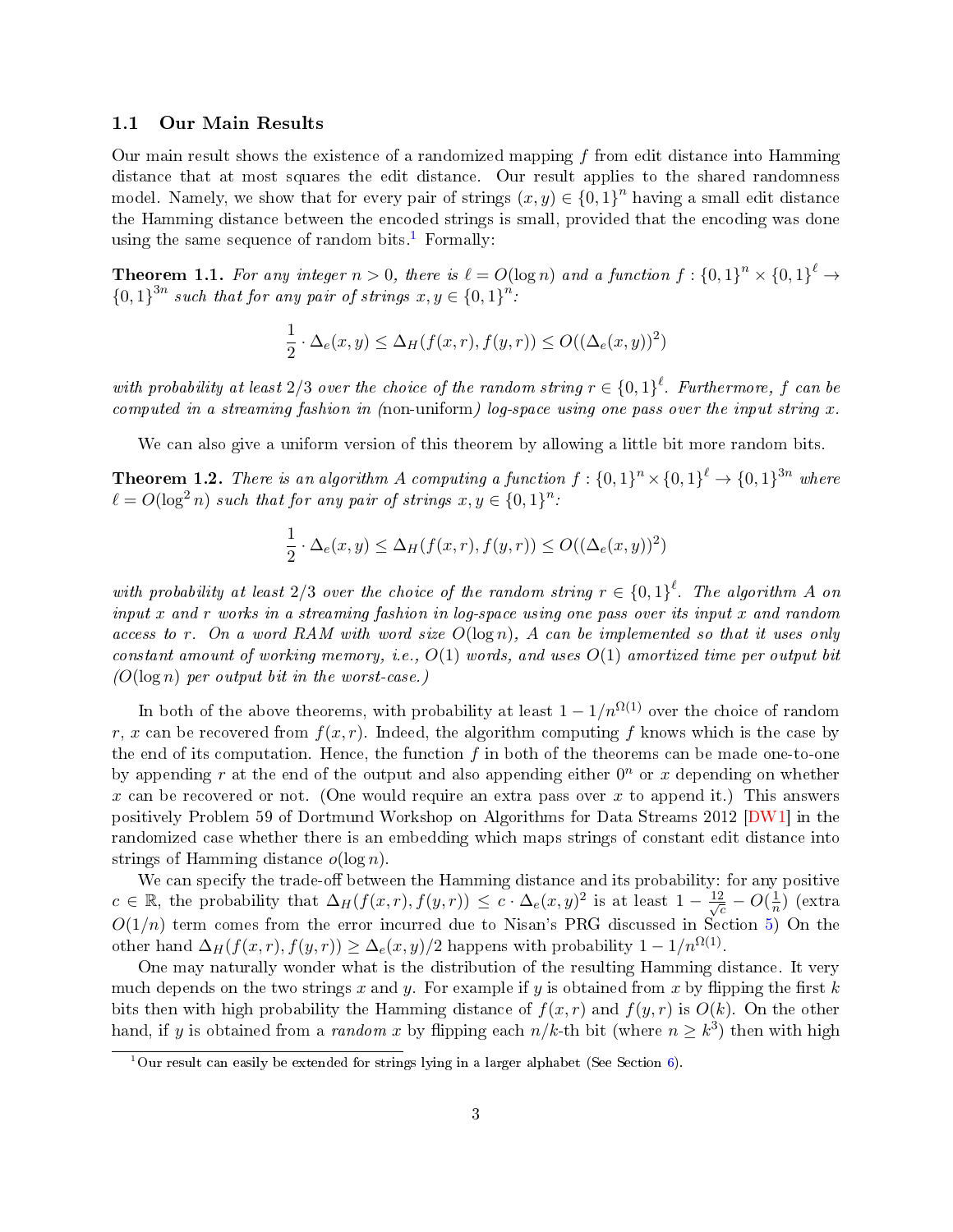### 1.1 Our Main Results

Our main result shows the existence of a randomized mapping $f$ from edit distance into Hamming distance that at most squares the edit distance. Our result applies to the shared randomness model. Namely, we show that for every pair of strings $(x, y) \in \{0,1\}^n$ having a small edit distance the Hamming distance between the encoded strings is small, provided that the encoding was done using the same sequence of random bits.[1] Formally:

**Theorem 1.1.** *For any integer $n > 0$, there is $\ell = O(\log n)$ and a function $f : \{0,1\}^n \times \{0,1\}^\ell \to \{0,1\}^{3n}$ such that for any pair of strings $x, y \in \{0,1\}^n$:*

$$\frac{1}{2} \cdot \Delta_e(x, y) \leq \Delta_H(f(x, r), f(y, r)) \leq O((\Delta_e(x, y))^2)$$

*with probability at least $2/3$ over the choice of the random string $r \in \{0,1\}^\ell$. Furthermore, $f$ can be computed in a streaming fashion in (*non-uniform*) log-space using one pass over the input string $x$.*

We can also give a uniform version of this theorem by allowing a little bit more random bits.

**Theorem 1.2.** *There is an algorithm $A$ computing a function $f : \{0,1\}^n \times \{0,1\}^\ell \to \{0,1\}^{3n}$ where $\ell = O(\log^2 n)$ such that for any pair of strings $x, y \in \{0,1\}^n$:*

$$\frac{1}{2} \cdot \Delta_e(x, y) \leq \Delta_H(f(x, r), f(y, r)) \leq O((\Delta_e(x, y))^2)$$

*with probability at least $2/3$ over the choice of the random string $r \in \{0,1\}^\ell$. The algorithm $A$ on input $x$ and $r$ works in a streaming fashion in log-space using one pass over its input $x$ and random access to $r$. On a word RAM with word size $O(\log n)$, $A$ can be implemented so that it uses only constant amount of working memory, i.e., $O(1)$ words, and uses $O(1)$ amortized time per output bit ($O(\log n)$ per output bit in the worst-case.)*

In both of the above theorems, with probability at least $1 - 1/n^{\Omega(1)}$ over the choice of random $r$, $x$ can be recovered from $f(x, r)$. Indeed, the algorithm computing $f$ knows which is the case by the end of its computation. Hence, the function $f$ in both of the theorems can be made one-to-one by appending $r$ at the end of the output and also appending either $0^n$ or $x$ depending on whether $x$ can be recovered or not. (One would require an extra pass over $x$ to append it.) This answers positively Problem 59 of Dortmund Workshop on Algorithms for Data Streams 2012 [DW1] in the randomized case whether there is an embedding which maps strings of constant edit distance into strings of Hamming distance $o(\log n)$.

We can specify the trade-off between the Hamming distance and its probability: for any positive $c \in \mathbb{R}$, the probability that $\Delta_H(f(x, r), f(y, r)) \leq c \cdot \Delta_e(x, y)^2$ is at least $1 - \frac{12}{\sqrt{c}} - O(\frac{1}{n})$ (extra $O(1/n)$ term comes from the error incurred due to Nisan's PRG discussed in Section 5) On the other hand $\Delta_H(f(x, r), f(y, r)) \geq \Delta_e(x, y)/2$ happens with probability $1 - 1/n^{\Omega(1)}$.

One may naturally wonder what is the distribution of the resulting Hamming distance. It very much depends on the two strings $x$ and $y$. For example if $y$ is obtained from $x$ by flipping the first $k$ bits then with high probability the Hamming distance of $f(x, r)$ and $f(y, r)$ is $O(k)$. On the other hand, if $y$ is obtained from a *random* $x$ by flipping each $n/k$-th bit (where $n \geq k^3$) then with high

[1] Our result can easily be extended for strings lying in a larger alphabet (See Section 6).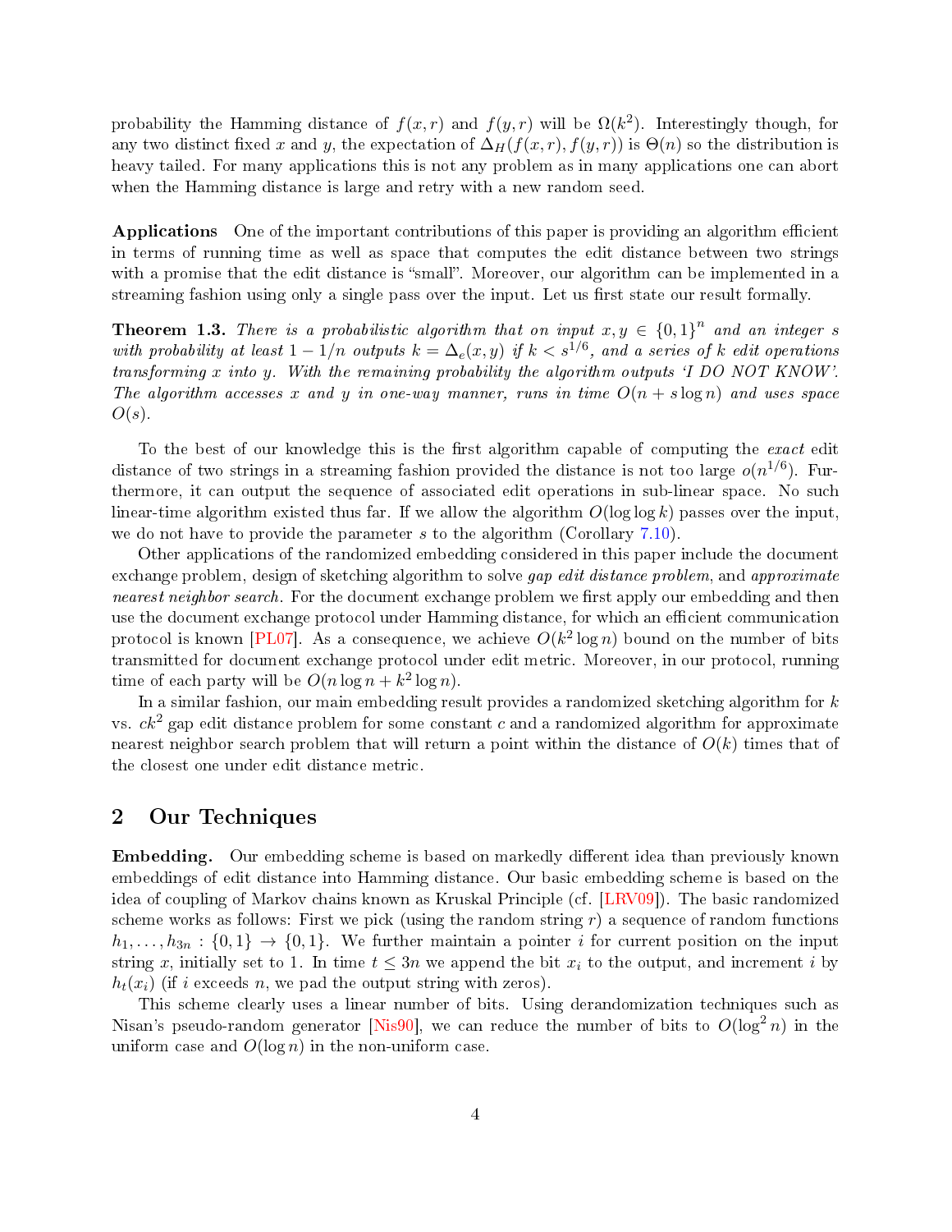probability the Hamming distance of $f(x, r)$ and $f(y, r)$ will be $\Omega(k^2)$. Interestingly though, for any two distinct fixed $x$ and $y$, the expectation of $\Delta_H(f(x, r), f(y, r))$ is $\Theta(n)$ so the distribution is heavy tailed. For many applications this is not any problem as in many applications one can abort when the Hamming distance is large and retry with a new random seed.

**Applications** One of the important contributions of this paper is providing an algorithm efficient in terms of running time as well as space that computes the edit distance between two strings with a promise that the edit distance is "small". Moreover, our algorithm can be implemented in a streaming fashion using only a single pass over the input. Let us first state our result formally.

**Theorem 1.3.** *There is a probabilistic algorithm that on input $x, y \in \{0,1\}^n$ and an integer $s$ with probability at least $1 - 1/n$ outputs $k = \Delta_e(x, y)$ if $k < s^{1/6}$, and a series of $k$ edit operations transforming $x$ into $y$. With the remaining probability the algorithm outputs 'I DO NOT KNOW'. The algorithm accesses $x$ and $y$ in one-way manner, runs in time $O(n + s \log n)$ and uses space $O(s)$.*

To the best of our knowledge this is the first algorithm capable of computing the *exact* edit distance of two strings in a streaming fashion provided the distance is not too large $o(n^{1/6})$. Furthermore, it can output the sequence of associated edit operations in sub-linear space. No such linear-time algorithm existed thus far. If we allow the algorithm $O(\log \log k)$ passes over the input, we do not have to provide the parameter $s$ to the algorithm (Corollary 7.10).

Other applications of the randomized embedding considered in this paper include the document exchange problem, design of sketching algorithm to solve *gap edit distance problem*, and *approximate nearest neighbor search*. For the document exchange problem we first apply our embedding and then use the document exchange protocol under Hamming distance, for which an efficient communication protocol is known [PL07]. As a consequence, we achieve $O(k^2 \log n)$ bound on the number of bits transmitted for document exchange protocol under edit metric. Moreover, in our protocol, running time of each party will be $O(n \log n + k^2 \log n)$.

In a similar fashion, our main embedding result provides a randomized sketching algorithm for $k$ vs. $ck^2$ gap edit distance problem for some constant $c$ and a randomized algorithm for approximate nearest neighbor search problem that will return a point within the distance of $O(k)$ times that of the closest one under edit distance metric.

## 2 Our Techniques

**Embedding.** Our embedding scheme is based on markedly different idea than previously known embeddings of edit distance into Hamming distance. Our basic embedding scheme is based on the idea of coupling of Markov chains known as Kruskal Principle (cf. [LRV09]). The basic randomized scheme works as follows: First we pick (using the random string $r$) a sequence of random functions $h_1, \ldots, h_{3n} : \{0,1\} \to \{0,1\}$. We further maintain a pointer $i$ for current position on the input string $x$, initially set to 1. In time $t \leq 3n$ we append the bit $x_i$ to the output, and increment $i$ by $h_t(x_i)$ (if $i$ exceeds $n$, we pad the output string with zeros).

This scheme clearly uses a linear number of bits. Using derandomization techniques such as Nisan's pseudo-random generator [Nis90], we can reduce the number of bits to $O(\log^2 n)$ in the uniform case and $O(\log n)$ in the non-uniform case.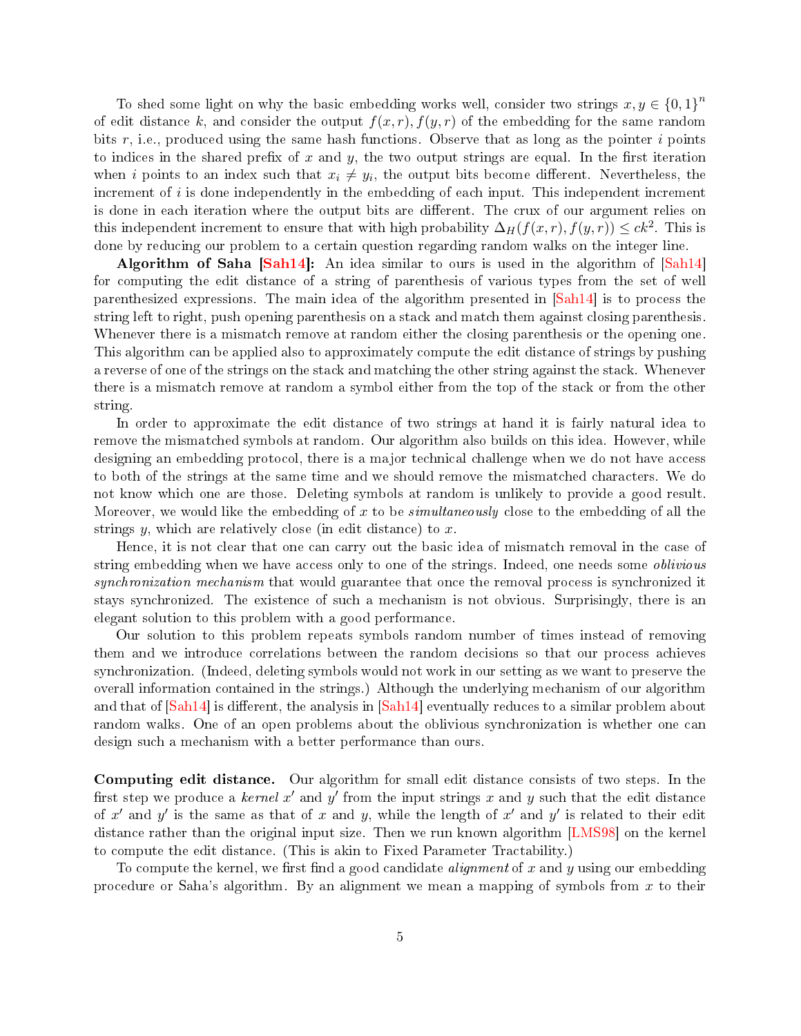To shed some light on why the basic embedding works well, consider two strings $x, y \in \{0,1\}^n$ of edit distance $k$, and consider the output $f(x,r), f(y,r)$ of the embedding for the same random bits $r$, i.e., produced using the same hash functions. Observe that as long as the pointer $i$ points to indices in the shared prefix of $x$ and $y$, the two output strings are equal. In the first iteration when $i$ points to an index such that $x_i \neq y_i$, the output bits become different. Nevertheless, the increment of $i$ is done independently in the embedding of each input. This independent increment is done in each iteration where the output bits are different. The crux of our argument relies on this independent increment to ensure that with high probability $\Delta_H(f(x,r), f(y,r)) \leq ck^2$. This is done by reducing our problem to a certain question regarding random walks on the integer line.

**Algorithm of Saha [Sah14]:** An idea similar to ours is used in the algorithm of [Sah14] for computing the edit distance of a string of parenthesis of various types from the set of well parenthesized expressions. The main idea of the algorithm presented in [Sah14] is to process the string left to right, push opening parenthesis on a stack and match them against closing parenthesis. Whenever there is a mismatch remove at random either the closing parenthesis or the opening one. This algorithm can be applied also to approximately compute the edit distance of strings by pushing a reverse of one of the strings on the stack and matching the other string against the stack. Whenever there is a mismatch remove at random a symbol either from the top of the stack or from the other string.

In order to approximate the edit distance of two strings at hand it is fairly natural idea to remove the mismatched symbols at random. Our algorithm also builds on this idea. However, while designing an embedding protocol, there is a major technical challenge when we do not have access to both of the strings at the same time and we should remove the mismatched characters. We do not know which one are those. Deleting symbols at random is unlikely to provide a good result. Moreover, we would like the embedding of $x$ to be *simultaneously* close to the embedding of all the strings $y$, which are relatively close (in edit distance) to $x$.

Hence, it is not clear that one can carry out the basic idea of mismatch removal in the case of string embedding when we have access only to one of the strings. Indeed, one needs some *oblivious synchronization mechanism* that would guarantee that once the removal process is synchronized it stays synchronized. The existence of such a mechanism is not obvious. Surprisingly, there is an elegant solution to this problem with a good performance.

Our solution to this problem repeats symbols random number of times instead of removing them and we introduce correlations between the random decisions so that our process achieves synchronization. (Indeed, deleting symbols would not work in our setting as we want to preserve the overall information contained in the strings.) Although the underlying mechanism of our algorithm and that of [Sah14] is different, the analysis in [Sah14] eventually reduces to a similar problem about random walks. One of an open problems about the oblivious synchronization is whether one can design such a mechanism with a better performance than ours.

**Computing edit distance.** Our algorithm for small edit distance consists of two steps. In the first step we produce a *kernel* $x'$ and $y'$ from the input strings $x$ and $y$ such that the edit distance of $x'$ and $y'$ is the same as that of $x$ and $y$, while the length of $x'$ and $y'$ is related to their edit distance rather than the original input size. Then we run known algorithm [LMS98] on the kernel to compute the edit distance. (This is akin to Fixed Parameter Tractability.)

To compute the kernel, we first find a good candidate *alignment* of $x$ and $y$ using our embedding procedure or Saha's algorithm. By an alignment we mean a mapping of symbols from $x$ to their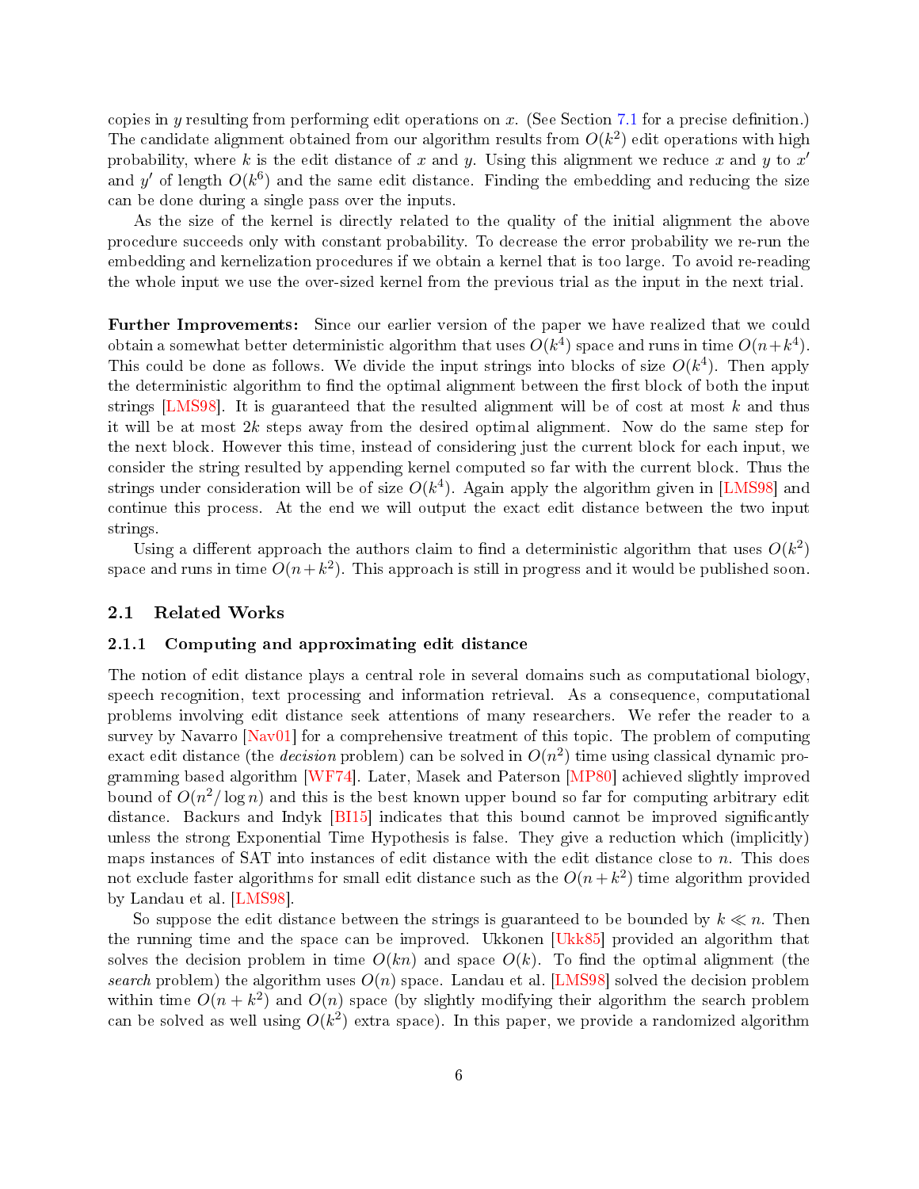copies in $y$ resulting from performing edit operations on $x$. (See Section 7.1 for a precise definition.) The candidate alignment obtained from our algorithm results from $O(k^2)$ edit operations with high probability, where $k$ is the edit distance of $x$ and $y$. Using this alignment we reduce $x$ and $y$ to $x'$ and $y'$ of length $O(k^6)$ and the same edit distance. Finding the embedding and reducing the size can be done during a single pass over the inputs.

As the size of the kernel is directly related to the quality of the initial alignment the above procedure succeeds only with constant probability. To decrease the error probability we re-run the embedding and kernelization procedures if we obtain a kernel that is too large. To avoid re-reading the whole input we use the over-sized kernel from the previous trial as the input in the next trial.

**Further Improvements:** Since our earlier version of the paper we have realized that we could obtain a somewhat better deterministic algorithm that uses $O(k^4)$ space and runs in time $O(n+k^4)$. This could be done as follows. We divide the input strings into blocks of size $O(k^4)$. Then apply the deterministic algorithm to find the optimal alignment between the first block of both the input strings [LMS98]. It is guaranteed that the resulted alignment will be of cost at most $k$ and thus it will be at most $2k$ steps away from the desired optimal alignment. Now do the same step for the next block. However this time, instead of considering just the current block for each input, we consider the string resulted by appending kernel computed so far with the current block. Thus the strings under consideration will be of size $O(k^4)$. Again apply the algorithm given in [LMS98] and continue this process. At the end we will output the exact edit distance between the two input strings.

Using a different approach the authors claim to find a deterministic algorithm that uses $O(k^2)$ space and runs in time $O(n+k^2)$. This approach is still in progress and it would be published soon.

## 2.1 Related Works

### 2.1.1 Computing and approximating edit distance

The notion of edit distance plays a central role in several domains such as computational biology, speech recognition, text processing and information retrieval. As a consequence, computational problems involving edit distance seek attentions of many researchers. We refer the reader to a survey by Navarro [Nav01] for a comprehensive treatment of this topic. The problem of computing exact edit distance (the *decision* problem) can be solved in $O(n^2)$ time using classical dynamic programming based algorithm [WF74]. Later, Masek and Paterson [MP80] achieved slightly improved bound of $O(n^2/\log n)$ and this is the best known upper bound so far for computing arbitrary edit distance. Backurs and Indyk [BI15] indicates that this bound cannot be improved significantly unless the strong Exponential Time Hypothesis is false. They give a reduction which (implicitly) maps instances of SAT into instances of edit distance with the edit distance close to $n$. This does not exclude faster algorithms for small edit distance such as the $O(n+k^2)$ time algorithm provided by Landau et al. [LMS98].

So suppose the edit distance between the strings is guaranteed to be bounded by $k \ll n$. Then the running time and the space can be improved. Ukkonen [Ukk85] provided an algorithm that solves the decision problem in time $O(kn)$ and space $O(k)$. To find the optimal alignment (the *search* problem) the algorithm uses $O(n)$ space. Landau et al. [LMS98] solved the decision problem within time $O(n+k^2)$ and $O(n)$ space (by slightly modifying their algorithm the search problem can be solved as well using $O(k^2)$ extra space). In this paper, we provide a randomized algorithm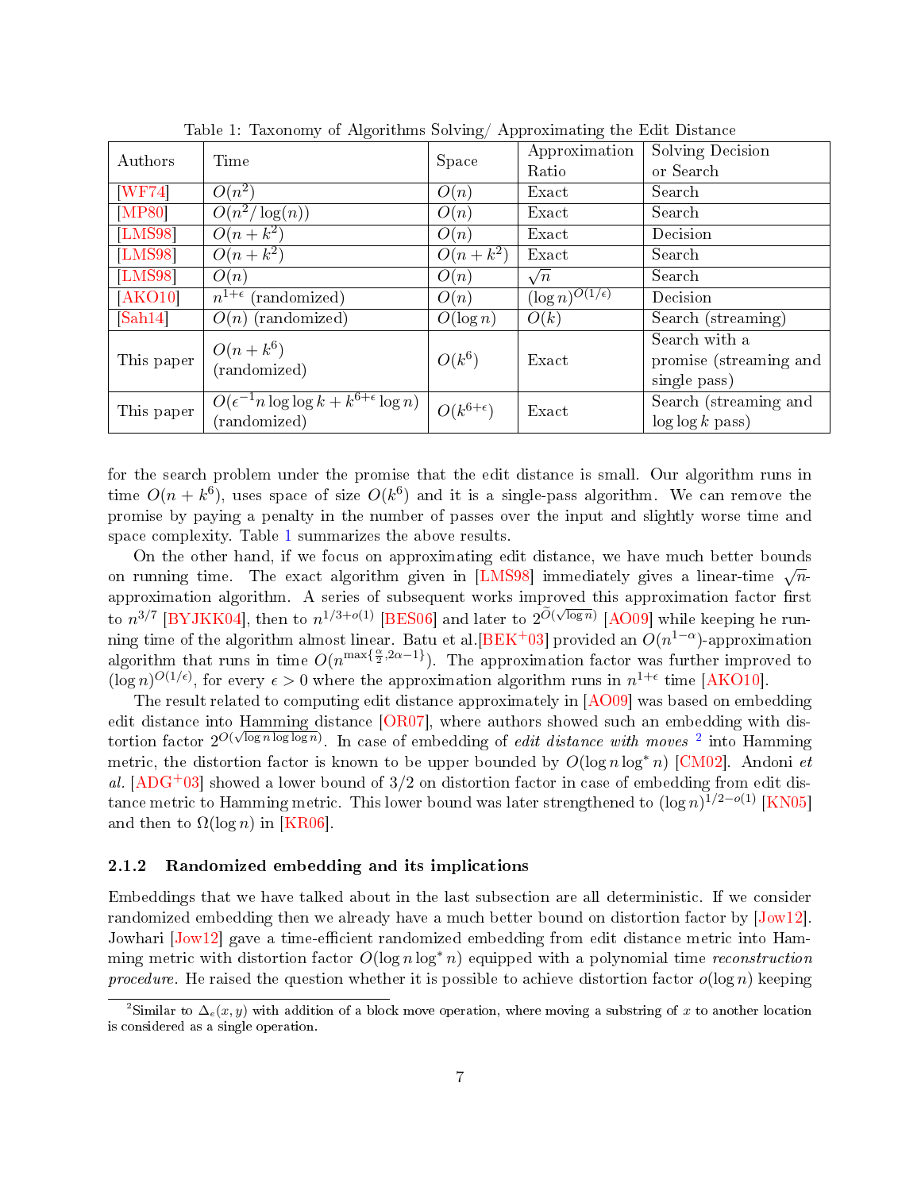Table 1: Taxonomy of Algorithms Solving/ Approximating the Edit Distance

| Authors | Time | Space | Approximation Ratio | Solving Decision or Search |
|---|---|---|---|---|
| [WF74] | $O(n^2)$ | $O(n)$ | Exact | Search |
| [MP80] | $O(n^2/\log(n))$ | $O(n)$ | Exact | Search |
| [LMS98] | $O(n+k^2)$ | $O(n)$ | Exact | Decision |
| [LMS98] | $O(n+k^2)$ | $O(n+k^2)$ | Exact | Search |
| [LMS98] | $O(n)$ | $O(n)$ | $\sqrt{n}$ | Search |
| [AKO10] | $n^{1+\epsilon}$ (randomized) | $O(n)$ | $(\log n)^{O(1/\epsilon)}$ | Decision |
| [Sah14] | $O(n)$ (randomized) | $O(\log n)$ | $O(k)$ | Search (streaming) |
| This paper | $O(n+k^6)$ (randomized) | $O(k^6)$ | Exact | Search with a promise (streaming and single pass) |
| This paper | $O(\epsilon^{-1} n \log\log k + k^{6+\epsilon} \log n)$ (randomized) | $O(k^{6+\epsilon})$ | Exact | Search (streaming and $\log\log k$ pass) |

for the search problem under the promise that the edit distance is small. Our algorithm runs in time $O(n+k^6)$, uses space of size $O(k^6)$ and it is a single-pass algorithm. We can remove the promise by paying a penalty in the number of passes over the input and slightly worse time and space complexity. Table 1 summarizes the above results.

On the other hand, if we focus on approximating edit distance, we have much better bounds on running time. The exact algorithm given in [LMS98] immediately gives a linear-time $\sqrt{n}$-approximation algorithm. A series of subsequent works improved this approximation factor first to $n^{3/7}$ [BYJKK04], then to $n^{1/3+o(1)}$ [BES06] and later to $2^{\tilde{O}(\sqrt{\log n})}$ [AO09] while keeping he running time of the algorithm almost linear. Batu et al.[BEK+03] provided an $O(n^{1-\alpha})$-approximation algorithm that runs in time $O(n^{\max\{\frac{\alpha}{2}, 2\alpha-1\}})$. The approximation factor was further improved to $(\log n)^{O(1/\epsilon)}$, for every $\epsilon > 0$ where the approximation algorithm runs in $n^{1+\epsilon}$ time [AKO10].

The result related to computing edit distance approximately in [AO09] was based on embedding edit distance into Hamming distance [OR07], where authors showed such an embedding with distortion factor $2^{O(\sqrt{\log n \log\log n})}$. In case of embedding of *edit distance with moves* [2] into Hamming metric, the distortion factor is known to be upper bounded by $O(\log n \log^* n)$ [CM02]. Andoni *et al.* [ADG+03] showed a lower bound of 3/2 on distortion factor in case of embedding from edit distance metric to Hamming metric. This lower bound was later strengthened to $(\log n)^{1/2-o(1)}$ [KN05] and then to $\Omega(\log n)$ in [KR06].

#### 2.1.2 Randomized embedding and its implications

Embeddings that we have talked about in the last subsection are all deterministic. If we consider randomized embedding then we already have a much better bound on distortion factor by [Jow12]. Jowhari [Jow12] gave a time-efficient randomized embedding from edit distance metric into Hamming metric with distortion factor $O(\log n \log^* n)$ equipped with a polynomial time *reconstruction procedure*. He raised the question whether it is possible to achieve distortion factor $o(\log n)$ keeping

[2] Similar to $\Delta_e(x, y)$ with addition of a block move operation, where moving a substring of $x$ to another location is considered as a single operation.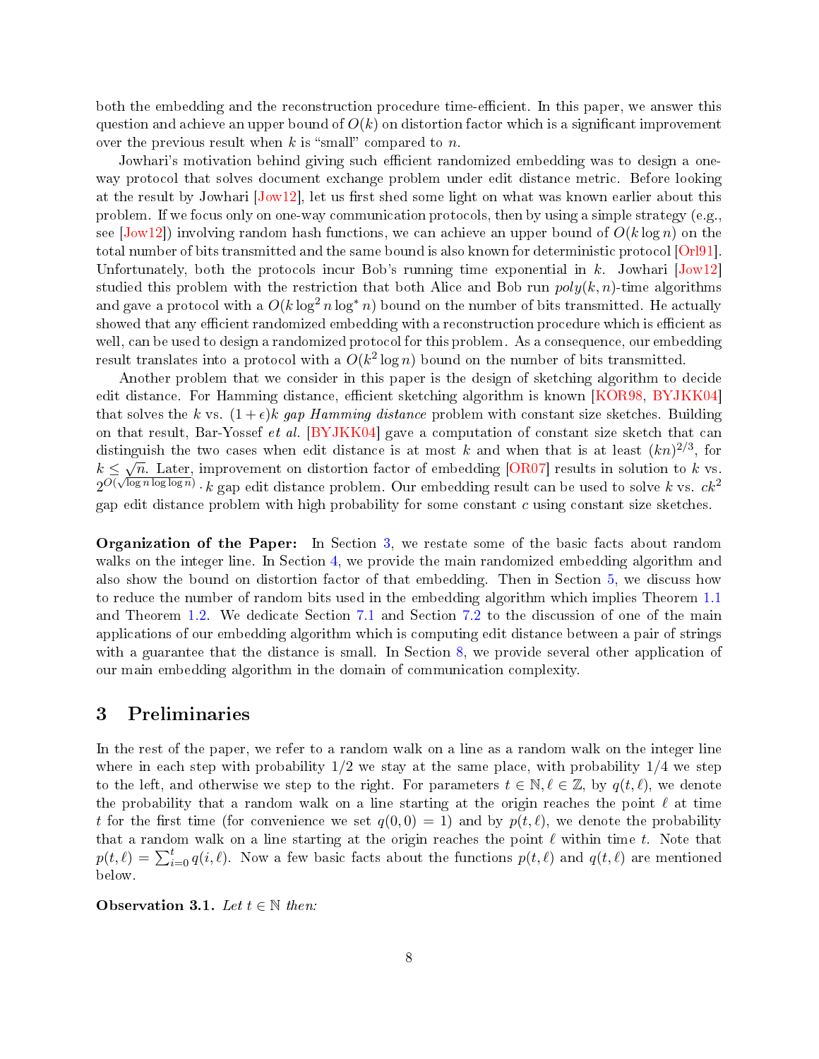both the embedding and the reconstruction procedure time-efficient. In this paper, we answer this question and achieve an upper bound of $O(k)$ on distortion factor which is a significant improvement over the previous result when $k$ is "small" compared to $n$.

Jowhari's motivation behind giving such efficient randomized embedding was to design a one-way protocol that solves document exchange problem under edit distance metric. Before looking at the result by Jowhari [Jow12], let us first shed some light on what was known earlier about this problem. If we focus only on one-way communication protocols, then by using a simple strategy (e.g., see [Jow12]) involving random hash functions, we can achieve an upper bound of $O(k \log n)$ on the total number of bits transmitted and the same bound is also known for deterministic protocol [Orl91]. Unfortunately, both the protocols incur Bob's running time exponential in $k$. Jowhari [Jow12] studied this problem with the restriction that both Alice and Bob run $poly(k, n)$-time algorithms and gave a protocol with a $O(k \log^2 n \log^* n)$ bound on the number of bits transmitted. He actually showed that any efficient randomized embedding with a reconstruction procedure which is efficient as well, can be used to design a randomized protocol for this problem. As a consequence, our embedding result translates into a protocol with a $O(k^2 \log n)$ bound on the number of bits transmitted.

Another problem that we consider in this paper is the design of sketching algorithm to decide edit distance. For Hamming distance, efficient sketching algorithm is known [KOR98, BYJKK04] that solves the $k$ vs. $(1+\epsilon)k$ *gap Hamming distance* problem with constant size sketches. Building on that result, Bar-Yossef *et al.* [BYJKK04] gave a computation of constant size sketch that can distinguish the two cases when edit distance is at most $k$ and when that is at least $(kn)^{2/3}$, for $k \leq \sqrt{n}$. Later, improvement on distortion factor of embedding [OR07] results in solution to $k$ vs. $2^{O(\sqrt{\log n \log \log n})} \cdot k$ gap edit distance problem. Our embedding result can be used to solve $k$ vs. $ck^2$ gap edit distance problem with high probability for some constant $c$ using constant size sketches.

**Organization of the Paper:** In Section 3, we restate some of the basic facts about random walks on the integer line. In Section 4, we provide the main randomized embedding algorithm and also show the bound on distortion factor of that embedding. Then in Section 5, we discuss how to reduce the number of random bits used in the embedding algorithm which implies Theorem 1.1 and Theorem 1.2. We dedicate Section 7.1 and Section 7.2 to the discussion of one of the main applications of our embedding algorithm which is computing edit distance between a pair of strings with a guarantee that the distance is small. In Section 8, we provide several other application of our main embedding algorithm in the domain of communication complexity.

# 3 Preliminaries

In the rest of the paper, we refer to a random walk on a line as a random walk on the integer line where in each step with probability $1/2$ we stay at the same place, with probability $1/4$ we step to the left, and otherwise we step to the right. For parameters $t \in \mathbb{N}, \ell \in \mathbb{Z}$, by $q(t, \ell)$, we denote the probability that a random walk on a line starting at the origin reaches the point $\ell$ at time $t$ for the first time (for convenience we set $q(0, 0) = 1$) and by $p(t, \ell)$, we denote the probability that a random walk on a line starting at the origin reaches the point $\ell$ within time $t$. Note that $p(t, \ell) = \sum_{i=0}^{t} q(i, \ell)$. Now a few basic facts about the functions $p(t, \ell)$ and $q(t, \ell)$ are mentioned below.

**Observation 3.1.** *Let $t \in \mathbb{N}$ then:*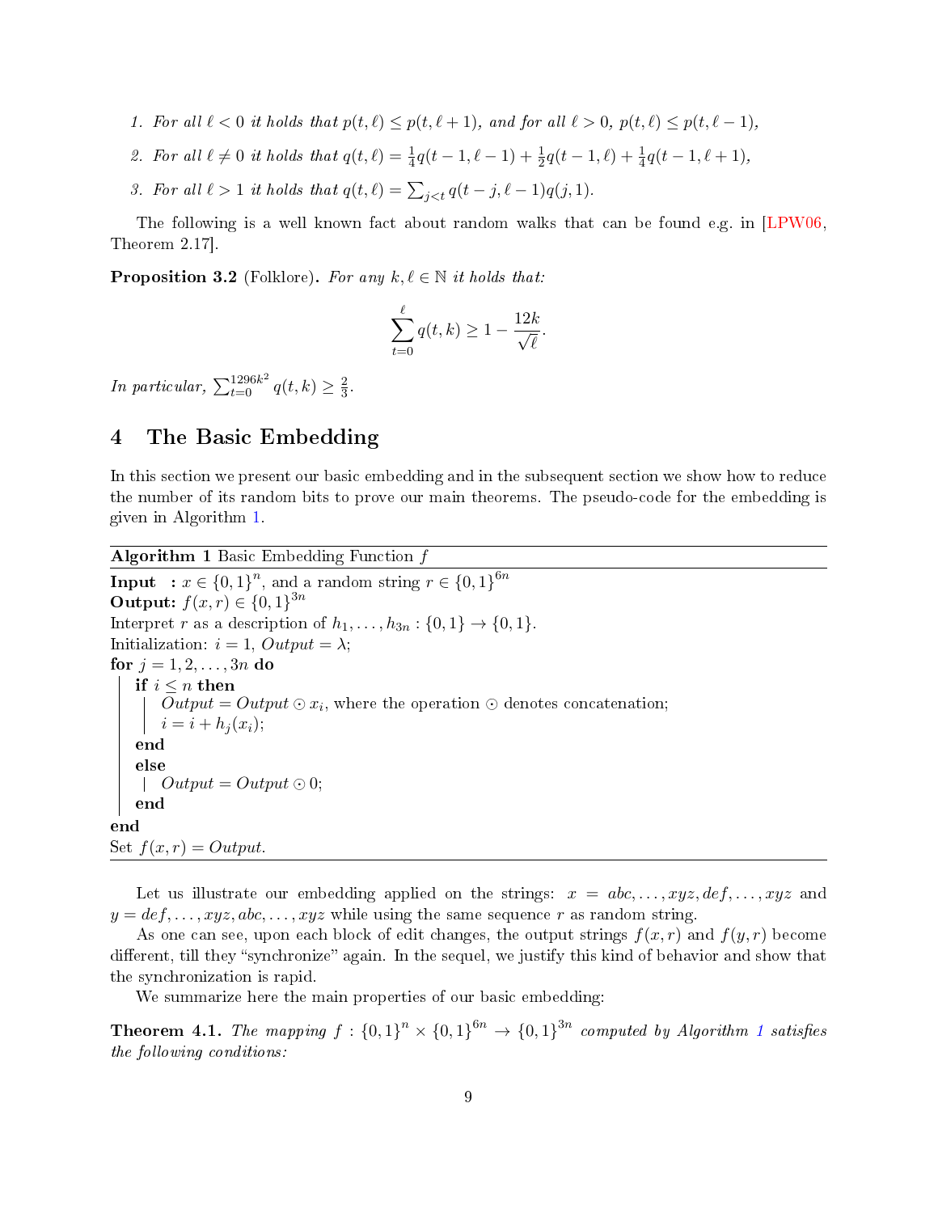1. *For all $\ell < 0$ it holds that $p(t,\ell) \le p(t,\ell+1)$, and for all $\ell > 0$, $p(t,\ell) \le p(t,\ell-1)$,*
2. *For all $\ell \neq 0$ it holds that $q(t,\ell) = \frac{1}{4}q(t-1,\ell-1) + \frac{1}{2}q(t-1,\ell) + \frac{1}{4}q(t-1,\ell+1)$,*
3. *For all $\ell > 1$ it holds that $q(t,\ell) = \sum_{j<t} q(t-j,\ell-1)q(j,1)$.*

The following is a well known fact about random walks that can be found e.g. in [LPW06, Theorem 2.17].

**Proposition 3.2** (Folklore)**.** *For any $k, \ell \in \mathbb{N}$ it holds that:*

$$\sum_{t=0}^{\ell} q(t,k) \ge 1 - \frac{12k}{\sqrt{\ell}}.$$

*In particular, $\sum_{t=0}^{1296k^2} q(t,k) \ge \frac{2}{3}$.*

# 4 The Basic Embedding

In this section we present our basic embedding and in the subsequent section we show how to reduce the number of its random bits to prove our main theorems. The pseudo-code for the embedding is given in Algorithm 1.

**Algorithm 1** Basic Embedding Function $f$

```
Input  : x ∈ {0,1}^n, and a random string r ∈ {0,1}^{6n}
Output: f(x,r) ∈ {0,1}^{3n}
Interpret r as a description of h_1, ..., h_{3n} : {0,1} → {0,1}.
Initialization: i = 1, Output = λ;
for j = 1,2,...,3n do
    if i ≤ n then
        Output = Output ⊙ x_i, where the operation ⊙ denotes concatenation;
        i = i + h_j(x_i);
    end
    else
        Output = Output ⊙ 0;
    end
end
Set f(x,r) = Output.
```

Let us illustrate our embedding applied on the strings: $x = abc, \ldots, xyz, def, \ldots, xyz$ and $y = def, \ldots, xyz, abc, \ldots, xyz$ while using the same sequence $r$ as random string.

As one can see, upon each block of edit changes, the output strings $f(x,r)$ and $f(y,r)$ become different, till they "synchronize" again. In the sequel, we justify this kind of behavior and show that the synchronization is rapid.

We summarize here the main properties of our basic embedding:

**Theorem 4.1.** *The mapping $f : \{0,1\}^n \times \{0,1\}^{6n} \to \{0,1\}^{3n}$ computed by Algorithm 1 satisfies the following conditions:*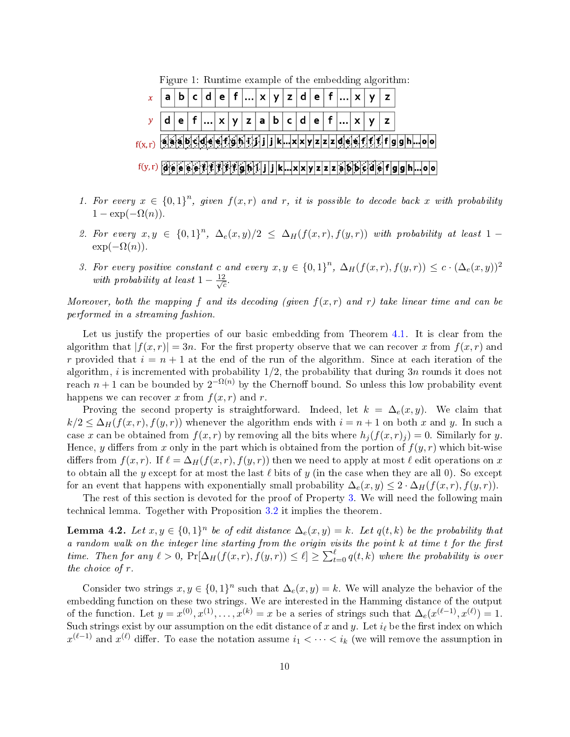Figure 1: Runtime example of the embedding algorithm:

| $x$ | a | b | c | d | e | f | ... | x | y | z | d | e | f | ... | x | y | z |
|---|---|---|---|---|---|---|---|---|---|---|---|---|---|---|---|---|---|
| $y$ | d | e | f | ... | x | y | z | a | b | c | d | e | f | ... | x | y | z |

f(x, r): a a a b c d e e f g h i j j k ... x x y z z z d e e f f f f g g h ... o o

f(y, r): d e e e e f f f f f g h i j j k ... x x y z z z a b b c d e f g g h ... o o

1. *For every $x \in \{0,1\}^n$, given $f(x,r)$ and $r$, it is possible to decode back $x$ with probability $1 - \exp(-\Omega(n))$.*

2. *For every $x, y \in \{0,1\}^n$, $\Delta_e(x,y)/2 \leq \Delta_H(f(x,r), f(y,r))$ with probability at least $1 - \exp(-\Omega(n))$.*

3. *For every positive constant $c$ and every $x, y \in \{0,1\}^n$, $\Delta_H(f(x,r), f(y,r)) \leq c \cdot (\Delta_e(x,y))^2$ with probability at least $1 - \frac{12}{\sqrt{c}}$.*

*Moreover, both the mapping $f$ and its decoding (given $f(x,r)$ and $r$) take linear time and can be performed in a streaming fashion.*

Let us justify the properties of our basic embedding from Theorem 4.1. It is clear from the algorithm that $|f(x,r)| = 3n$. For the first property observe that we can recover $x$ from $f(x,r)$ and $r$ provided that $i = n+1$ at the end of the run of the algorithm. Since at each iteration of the algorithm, $i$ is incremented with probability $1/2$, the probability that during $3n$ rounds it does not reach $n+1$ can be bounded by $2^{-\Omega(n)}$ by the Chernoff bound. So unless this low probability event happens we can recover $x$ from $f(x,r)$ and $r$.

Proving the second property is straightforward. Indeed, let $k = \Delta_e(x,y)$. We claim that $k/2 \leq \Delta_H(f(x,r), f(y,r))$ whenever the algorithm ends with $i = n+1$ on both $x$ and $y$. In such a case $x$ can be obtained from $f(x,r)$ by removing all the bits where $h_j(f(x,r)_j) = 0$. Similarly for $y$. Hence, $y$ differs from $x$ only in the part which is obtained from the portion of $f(y,r)$ which bit-wise differs from $f(x,r)$. If $\ell = \Delta_H(f(x,r), f(y,r))$ then we need to apply at most $\ell$ edit operations on $x$ to obtain all the $y$ except for at most the last $\ell$ bits of $y$ (in the case when they are all 0). So except for an event that happens with exponentially small probability $\Delta_e(x,y) \leq 2 \cdot \Delta_H(f(x,r), f(y,r))$.

The rest of this section is devoted for the proof of Property 3. We will need the following main technical lemma. Together with Proposition 3.2 it implies the theorem.

**Lemma 4.2.** *Let $x, y \in \{0,1\}^n$ be of edit distance $\Delta_e(x,y) = k$. Let $q(t,k)$ be the probability that a random walk on the integer line starting from the origin visits the point $k$ at time $t$ for the first time. Then for any $\ell > 0$, $\Pr[\Delta_H(f(x,r), f(y,r)) \leq \ell] \geq \sum_{t=0}^{\ell} q(t,k)$ where the probability is over the choice of $r$.*

Consider two strings $x, y \in \{0,1\}^n$ such that $\Delta_e(x,y) = k$. We will analyze the behavior of the embedding function on these two strings. We are interested in the Hamming distance of the output of the function. Let $y = x^{(0)}, x^{(1)}, \ldots, x^{(k)} = x$ be a series of strings such that $\Delta_e(x^{(\ell-1)}, x^{(\ell)}) = 1$. Such strings exist by our assumption on the edit distance of $x$ and $y$. Let $i_\ell$ be the first index on which $x^{(\ell-1)}$ and $x^{(\ell)}$ differ. To ease the notation assume $i_1 < \cdots < i_k$ (we will remove the assumption in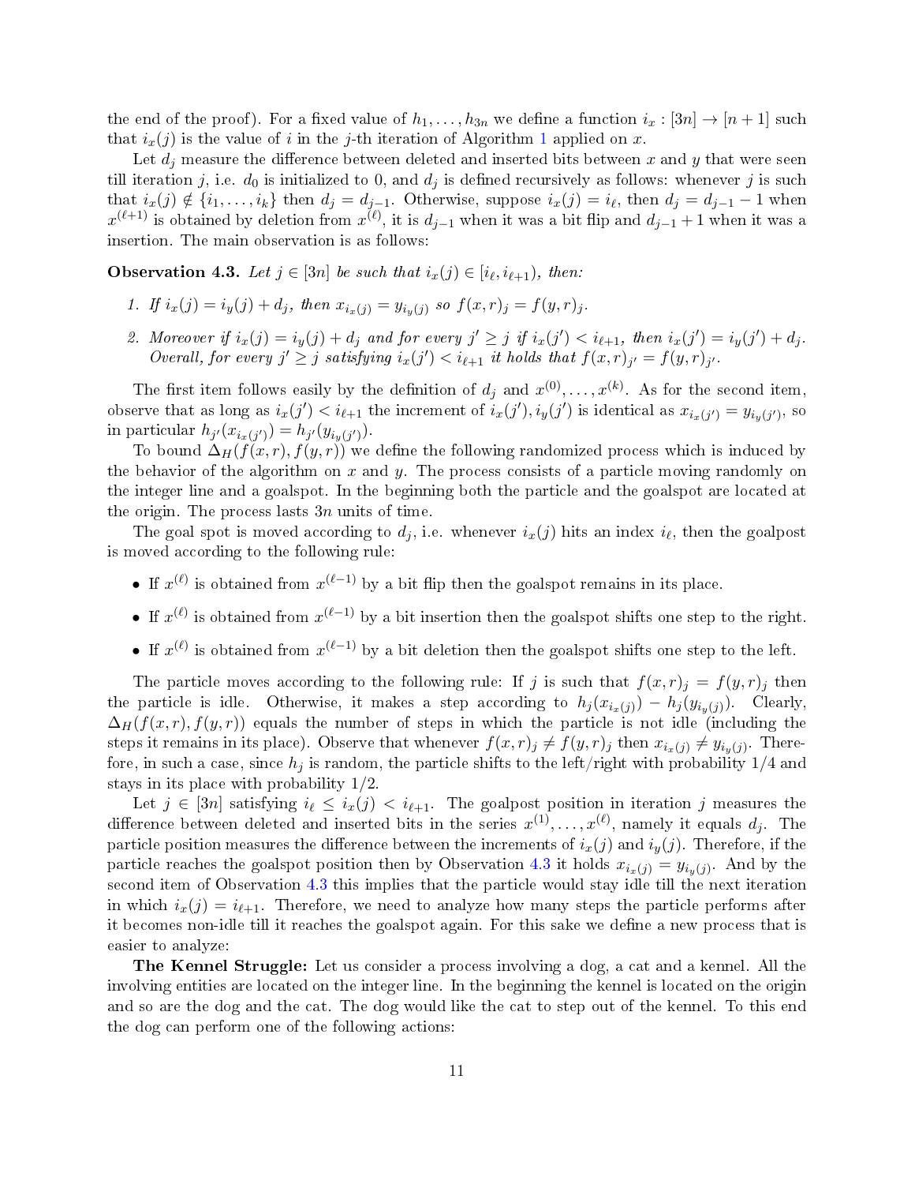the end of the proof). For a fixed value of $h_1, \ldots, h_{3n}$ we define a function $i_x : [3n] \to [n+1]$ such that $i_x(j)$ is the value of $i$ in the $j$-th iteration of Algorithm 1 applied on $x$.

Let $d_j$ measure the difference between deleted and inserted bits between $x$ and $y$ that were seen till iteration $j$, i.e. $d_0$ is initialized to 0, and $d_j$ is defined recursively as follows: whenever $j$ is such that $i_x(j) \notin \{i_1, \ldots, i_k\}$ then $d_j = d_{j-1}$. Otherwise, suppose $i_x(j) = i_\ell$, then $d_j = d_{j-1} - 1$ when $x^{(\ell+1)}$ is obtained by deletion from $x^{(\ell)}$, it is $d_{j-1}$ when it was a bit flip and $d_{j-1} + 1$ when it was a insertion. The main observation is as follows:

**Observation 4.3.** *Let $j \in [3n]$ be such that $i_x(j) \in [i_\ell, i_{\ell+1})$, then:*

1. *If $i_x(j) = i_y(j) + d_j$, then $x_{i_x(j)} = y_{i_y(j)}$ so $f(x,r)_j = f(y,r)_j$.*
2. *Moreover if $i_x(j) = i_y(j) + d_j$ and for every $j' \geq j$ if $i_x(j') < i_{\ell+1}$, then $i_x(j') = i_y(j') + d_j$. Overall, for every $j' \geq j$ satisfying $i_x(j') < i_{\ell+1}$ it holds that $f(x,r)_{j'} = f(y,r)_{j'}$.*

The first item follows easily by the definition of $d_j$ and $x^{(0)}, \ldots, x^{(k)}$. As for the second item, observe that as long as $i_x(j') < i_{\ell+1}$ the increment of $i_x(j'), i_y(j')$ is identical as $x_{i_x(j')} = y_{i_y(j')}$, so in particular $h_{j'}(x_{i_x(j')}) = h_{j'}(y_{i_y(j')})$.

To bound $\Delta_H(f(x,r), f(y,r))$ we define the following randomized process which is induced by the behavior of the algorithm on $x$ and $y$. The process consists of a particle moving randomly on the integer line and a goalspot. In the beginning both the particle and the goalspot are located at the origin. The process lasts $3n$ units of time.

The goal spot is moved according to $d_j$, i.e. whenever $i_x(j)$ hits an index $i_\ell$, then the goalpost is moved according to the following rule:

- If $x^{(\ell)}$ is obtained from $x^{(\ell-1)}$ by a bit flip then the goalspot remains in its place.
- If $x^{(\ell)}$ is obtained from $x^{(\ell-1)}$ by a bit insertion then the goalspot shifts one step to the right.
- If $x^{(\ell)}$ is obtained from $x^{(\ell-1)}$ by a bit deletion then the goalspot shifts one step to the left.

The particle moves according to the following rule: If $j$ is such that $f(x,r)_j = f(y,r)_j$ then the particle is idle. Otherwise, it makes a step according to $h_j(x_{i_x(j)}) - h_j(y_{i_y(j)})$. Clearly, $\Delta_H(f(x,r), f(y,r))$ equals the number of steps in which the particle is not idle (including the steps it remains in its place). Observe that whenever $f(x,r)_j \neq f(y,r)_j$ then $x_{i_x(j)} \neq y_{i_y(j)}$. Therefore, in such a case, since $h_j$ is random, the particle shifts to the left/right with probability 1/4 and stays in its place with probability 1/2.

Let $j \in [3n]$ satisfying $i_\ell \leq i_x(j) < i_{\ell+1}$. The goalpost position in iteration $j$ measures the difference between deleted and inserted bits in the series $x^{(1)}, \ldots, x^{(\ell)}$, namely it equals $d_j$. The particle position measures the difference between the increments of $i_x(j)$ and $i_y(j)$. Therefore, if the particle reaches the goalspot position then by Observation 4.3 it holds $x_{i_x(j)} = y_{i_y(j)}$. And by the second item of Observation 4.3 this implies that the particle would stay idle till the next iteration in which $i_x(j) = i_{\ell+1}$. Therefore, we need to analyze how many steps the particle performs after it becomes non-idle till it reaches the goalspot again. For this sake we define a new process that is easier to analyze:

**The Kennel Struggle:** Let us consider a process involving a dog, a cat and a kennel. All the involving entities are located on the integer line. In the beginning the kennel is located on the origin and so are the dog and the cat. The dog would like the cat to step out of the kennel. To this end the dog can perform one of the following actions: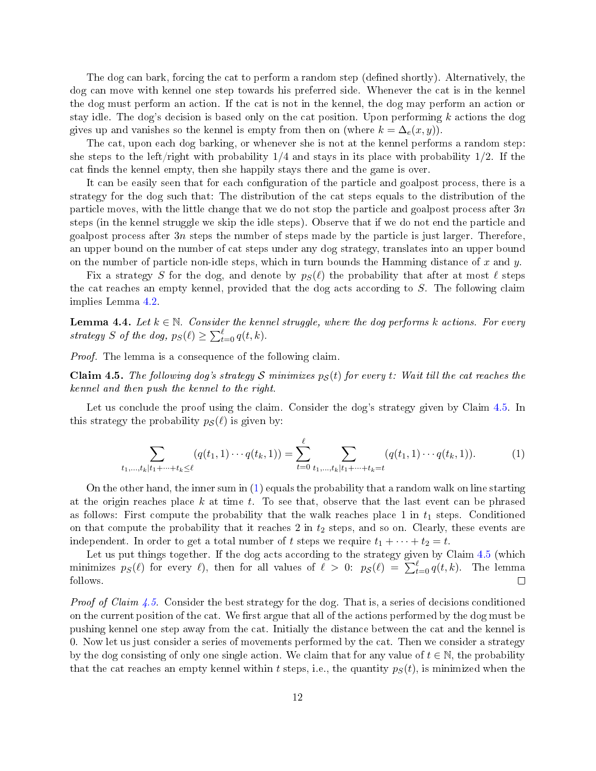The dog can bark, forcing the cat to perform a random step (defined shortly). Alternatively, the dog can move with kennel one step towards his preferred side. Whenever the cat is in the kennel the dog must perform an action. If the cat is not in the kennel, the dog may perform an action or stay idle. The dog's decision is based only on the cat position. Upon performing $k$ actions the dog gives up and vanishes so the kennel is empty from then on (where $k = \Delta_e(x, y)$).

The cat, upon each dog barking, or whenever she is not at the kennel performs a random step: she steps to the left/right with probability $1/4$ and stays in its place with probability $1/2$. If the cat finds the kennel empty, then she happily stays there and the game is over.

It can be easily seen that for each configuration of the particle and goalpost process, there is a strategy for the dog such that: The distribution of the cat steps equals to the distribution of the particle moves, with the little change that we do not stop the particle and goalpost process after $3n$ steps (in the kennel struggle we skip the idle steps). Observe that if we do not end the particle and goalpost process after $3n$ steps the number of steps made by the particle is just larger. Therefore, an upper bound on the number of cat steps under any dog strategy, translates into an upper bound on the number of particle non-idle steps, which in turn bounds the Hamming distance of $x$ and $y$.

Fix a strategy $S$ for the dog, and denote by $p_S(\ell)$ the probability that after at most $\ell$ steps the cat reaches an empty kennel, provided that the dog acts according to $S$. The following claim implies Lemma 4.2.

**Lemma 4.4.** *Let $k \in \mathbb{N}$. Consider the kennel struggle, where the dog performs $k$ actions. For every strategy $S$ of the dog, $p_S(\ell) \geq \sum_{t=0}^{\ell} q(t, k)$.*

*Proof.* The lemma is a consequence of the following claim.

**Claim 4.5.** *The following dog's strategy $\mathcal{S}$ minimizes $p_{\mathcal{S}}(t)$ for every $t$: Wait till the cat reaches the kennel and then push the kennel to the right.*

Let us conclude the proof using the claim. Consider the dog's strategy given by Claim 4.5. In this strategy the probability $p_{\mathcal{S}}(\ell)$ is given by:

$$\sum_{t_1,\dots,t_k | t_1+\cdots+t_k \leq \ell} (q(t_1, 1) \cdots q(t_k, 1)) = \sum_{t=0}^{\ell} \sum_{t_1,\dots,t_k | t_1+\cdots+t_k = t} (q(t_1, 1) \cdots q(t_k, 1)). \tag{1}$$

On the other hand, the inner sum in (1) equals the probability that a random walk on line starting at the origin reaches place $k$ at time $t$. To see that, observe that the last event can be phrased as follows: First compute the probability that the walk reaches place 1 in $t_1$ steps. Conditioned on that compute the probability that it reaches 2 in $t_2$ steps, and so on. Clearly, these events are independent. In order to get a total number of $t$ steps we require $t_1 + \cdots + t_2 = t$.

Let us put things together. If the dog acts according to the strategy given by Claim 4.5 (which minimizes $p_S(\ell)$ for every $\ell$), then for all values of $\ell > 0$: $p_{\mathcal{S}}(\ell) = \sum_{t=0}^{\ell} q(t, k)$. The lemma follows. $\square$

*Proof of Claim 4.5.* Consider the best strategy for the dog. That is, a series of decisions conditioned on the current position of the cat. We first argue that all of the actions performed by the dog must be pushing kennel one step away from the cat. Initially the distance between the cat and the kennel is 0. Now let us just consider a series of movements performed by the cat. Then we consider a strategy by the dog consisting of only one single action. We claim that for any value of $t \in \mathbb{N}$, the probability that the cat reaches an empty kennel within $t$ steps, i.e., the quantity $p_S(t)$, is minimized when the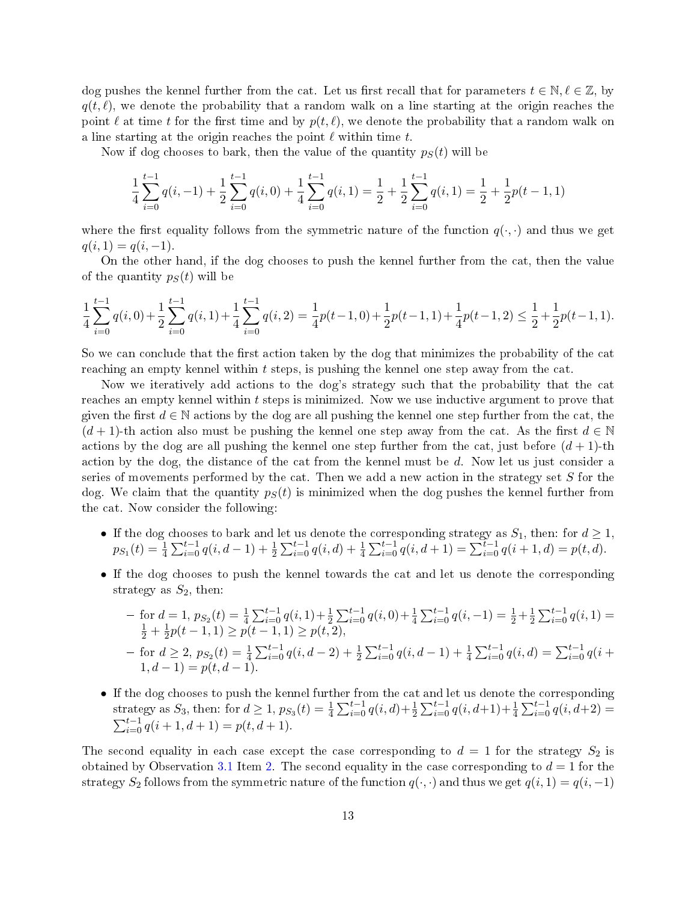dog pushes the kennel further from the cat. Let us first recall that for parameters $t \in \mathbb{N}, \ell \in \mathbb{Z}$, by $q(t,\ell)$, we denote the probability that a random walk on a line starting at the origin reaches the point $\ell$ at time $t$ for the first time and by $p(t,\ell)$, we denote the probability that a random walk on a line starting at the origin reaches the point $\ell$ within time $t$.

Now if dog chooses to bark, then the value of the quantity $p_S(t)$ will be

$$\frac{1}{4}\sum_{i=0}^{t-1} q(i,-1) + \frac{1}{2}\sum_{i=0}^{t-1} q(i,0) + \frac{1}{4}\sum_{i=0}^{t-1} q(i,1) = \frac{1}{2} + \frac{1}{2}\sum_{i=0}^{t-1} q(i,1) = \frac{1}{2} + \frac{1}{2}p(t-1,1)$$

where the first equality follows from the symmetric nature of the function $q(\cdot,\cdot)$ and thus we get $q(i,1) = q(i,-1)$.

On the other hand, if the dog chooses to push the kennel further from the cat, then the value of the quantity $p_S(t)$ will be

$$\frac{1}{4}\sum_{i=0}^{t-1} q(i,0) + \frac{1}{2}\sum_{i=0}^{t-1} q(i,1) + \frac{1}{4}\sum_{i=0}^{t-1} q(i,2) = \frac{1}{4}p(t-1,0) + \frac{1}{2}p(t-1,1) + \frac{1}{4}p(t-1,2) \leq \frac{1}{2} + \frac{1}{2}p(t-1,1).$$

So we can conclude that the first action taken by the dog that minimizes the probability of the cat reaching an empty kennel within $t$ steps, is pushing the kennel one step away from the cat.

Now we iteratively add actions to the dog's strategy such that the probability that the cat reaches an empty kennel within $t$ steps is minimized. Now we use inductive argument to prove that given the first $d \in \mathbb{N}$ actions by the dog are all pushing the kennel one step further from the cat, the $(d+1)$-th action also must be pushing the kennel one step away from the cat. As the first $d \in \mathbb{N}$ actions by the dog are all pushing the kennel one step further from the cat, just before $(d+1)$-th action by the dog, the distance of the cat from the kennel must be $d$. Now let us just consider a series of movements performed by the cat. Then we add a new action in the strategy set $S$ for the dog. We claim that the quantity $p_S(t)$ is minimized when the dog pushes the kennel further from the cat. Now consider the following:

- If the dog chooses to bark and let us denote the corresponding strategy as $S_1$, then: for $d \geq 1$, $p_{S_1}(t) = \frac{1}{4}\sum_{i=0}^{t-1} q(i,d-1) + \frac{1}{2}\sum_{i=0}^{t-1} q(i,d) + \frac{1}{4}\sum_{i=0}^{t-1} q(i,d+1) = \sum_{i=0}^{t-1} q(i+1,d) = p(t,d)$.
- If the dog chooses to push the kennel towards the cat and let us denote the corresponding strategy as $S_2$, then:
  - for $d = 1$, $p_{S_2}(t) = \frac{1}{4}\sum_{i=0}^{t-1} q(i,1) + \frac{1}{2}\sum_{i=0}^{t-1} q(i,0) + \frac{1}{4}\sum_{i=0}^{t-1} q(i,-1) = \frac{1}{2} + \frac{1}{2}\sum_{i=0}^{t-1} q(i,1) = \frac{1}{2} + \frac{1}{2}p(t-1,1) \geq p(t-1,1) \geq p(t,2)$,
  - for $d \geq 2$, $p_{S_2}(t) = \frac{1}{4}\sum_{i=0}^{t-1} q(i,d-2) + \frac{1}{2}\sum_{i=0}^{t-1} q(i,d-1) + \frac{1}{4}\sum_{i=0}^{t-1} q(i,d) = \sum_{i=0}^{t-1} q(i+1,d-1) = p(t,d-1)$.
- If the dog chooses to push the kennel further from the cat and let us denote the corresponding strategy as $S_3$, then: for $d \geq 1$, $p_{S_3}(t) = \frac{1}{4}\sum_{i=0}^{t-1} q(i,d) + \frac{1}{2}\sum_{i=0}^{t-1} q(i,d+1) + \frac{1}{4}\sum_{i=0}^{t-1} q(i,d+2) = \sum_{i=0}^{t-1} q(i+1,d+1) = p(t,d+1)$.

The second equality in each case except the case corresponding to $d = 1$ for the strategy $S_2$ is obtained by Observation 3.1 Item 2. The second equality in the case corresponding to $d = 1$ for the strategy $S_2$ follows from the symmetric nature of the function $q(\cdot,\cdot)$ and thus we get $q(i,1) = q(i,-1)$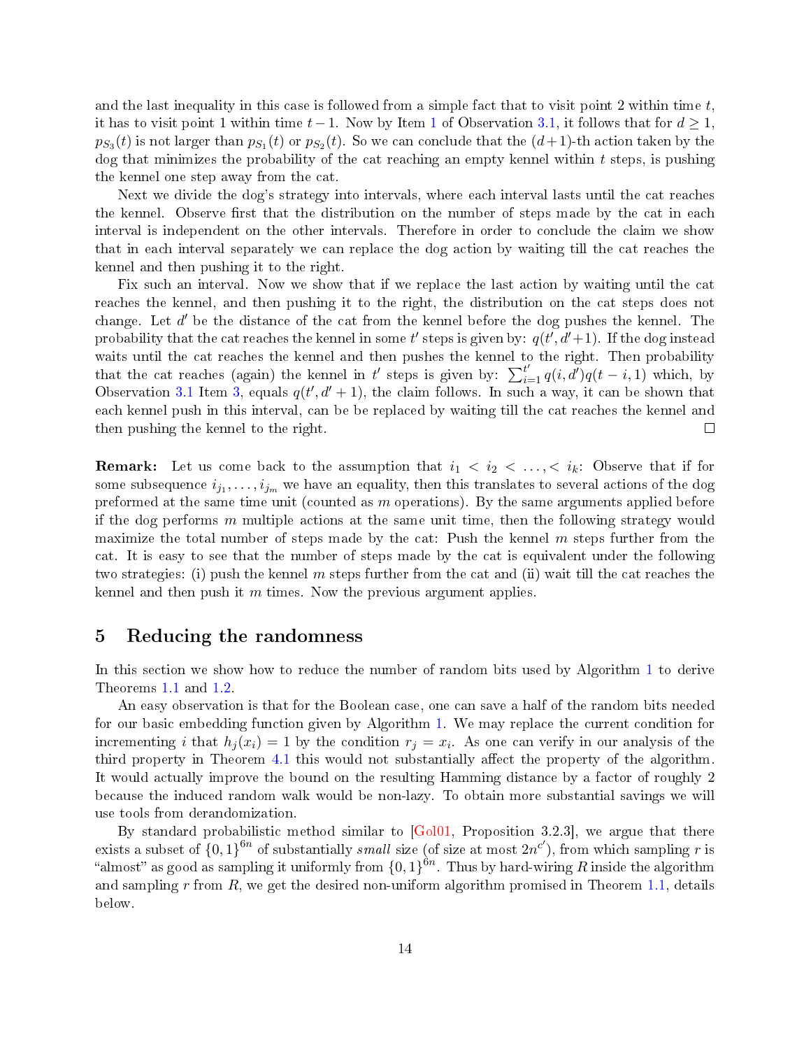and the last inequality in this case is followed from a simple fact that to visit point 2 within time $t$, it has to visit point 1 within time $t-1$. Now by Item 1 of Observation 3.1, it follows that for $d \geq 1$, $p_{S_3}(t)$ is not larger than $p_{S_1}(t)$ or $p_{S_2}(t)$. So we can conclude that the $(d+1)$-th action taken by the dog that minimizes the probability of the cat reaching an empty kennel within $t$ steps, is pushing the kennel one step away from the cat.

Next we divide the dog's strategy into intervals, where each interval lasts until the cat reaches the kennel. Observe first that the distribution on the number of steps made by the cat in each interval is independent on the other intervals. Therefore in order to conclude the claim we show that in each interval separately we can replace the dog action by waiting till the cat reaches the kennel and then pushing it to the right.

Fix such an interval. Now we show that if we replace the last action by waiting until the cat reaches the kennel, and then pushing it to the right, the distribution on the cat steps does not change. Let $d'$ be the distance of the cat from the kennel before the dog pushes the kennel. The probability that the cat reaches the kennel in some $t'$ steps is given by: $q(t', d'+1)$. If the dog instead waits until the cat reaches the kennel and then pushes the kennel to the right. Then probability that the cat reaches (again) the kennel in $t'$ steps is given by: $\sum_{i=1}^{t'} q(i, d')q(t-i, 1)$ which, by Observation 3.1 Item 3, equals $q(t', d'+1)$, the claim follows. In such a way, it can be shown that each kennel push in this interval, can be be replaced by waiting till the cat reaches the kennel and then pushing the kennel to the right. □

**Remark:** Let us come back to the assumption that $i_1 < i_2 < \ldots, < i_k$: Observe that if for some subsequence $i_{j_1}, \ldots, i_{j_m}$ we have an equality, then this translates to several actions of the dog preformed at the same time unit (counted as $m$ operations). By the same arguments applied before if the dog performs $m$ multiple actions at the same unit time, then the following strategy would maximize the total number of steps made by the cat: Push the kennel $m$ steps further from the cat. It is easy to see that the number of steps made by the cat is equivalent under the following two strategies: (i) push the kennel $m$ steps further from the cat and (ii) wait till the cat reaches the kennel and then push it $m$ times. Now the previous argument applies.

## 5 Reducing the randomness

In this section we show how to reduce the number of random bits used by Algorithm 1 to derive Theorems 1.1 and 1.2.

An easy observation is that for the Boolean case, one can save a half of the random bits needed for our basic embedding function given by Algorithm 1. We may replace the current condition for incrementing $i$ that $h_j(x_i) = 1$ by the condition $r_j = x_i$. As one can verify in our analysis of the third property in Theorem 4.1 this would not substantially affect the property of the algorithm. It would actually improve the bound on the resulting Hamming distance by a factor of roughly 2 because the induced random walk would be non-lazy. To obtain more substantial savings we will use tools from derandomization.

By standard probabilistic method similar to [Gol01, Proposition 3.2.3], we argue that there exists a subset of $\{0,1\}^{6n}$ of substantially *small* size (of size at most $2n^{c'}$), from which sampling $r$ is "almost" as good as sampling it uniformly from $\{0,1\}^{6n}$. Thus by hard-wiring $R$ inside the algorithm and sampling $r$ from $R$, we get the desired non-uniform algorithm promised in Theorem 1.1, details below.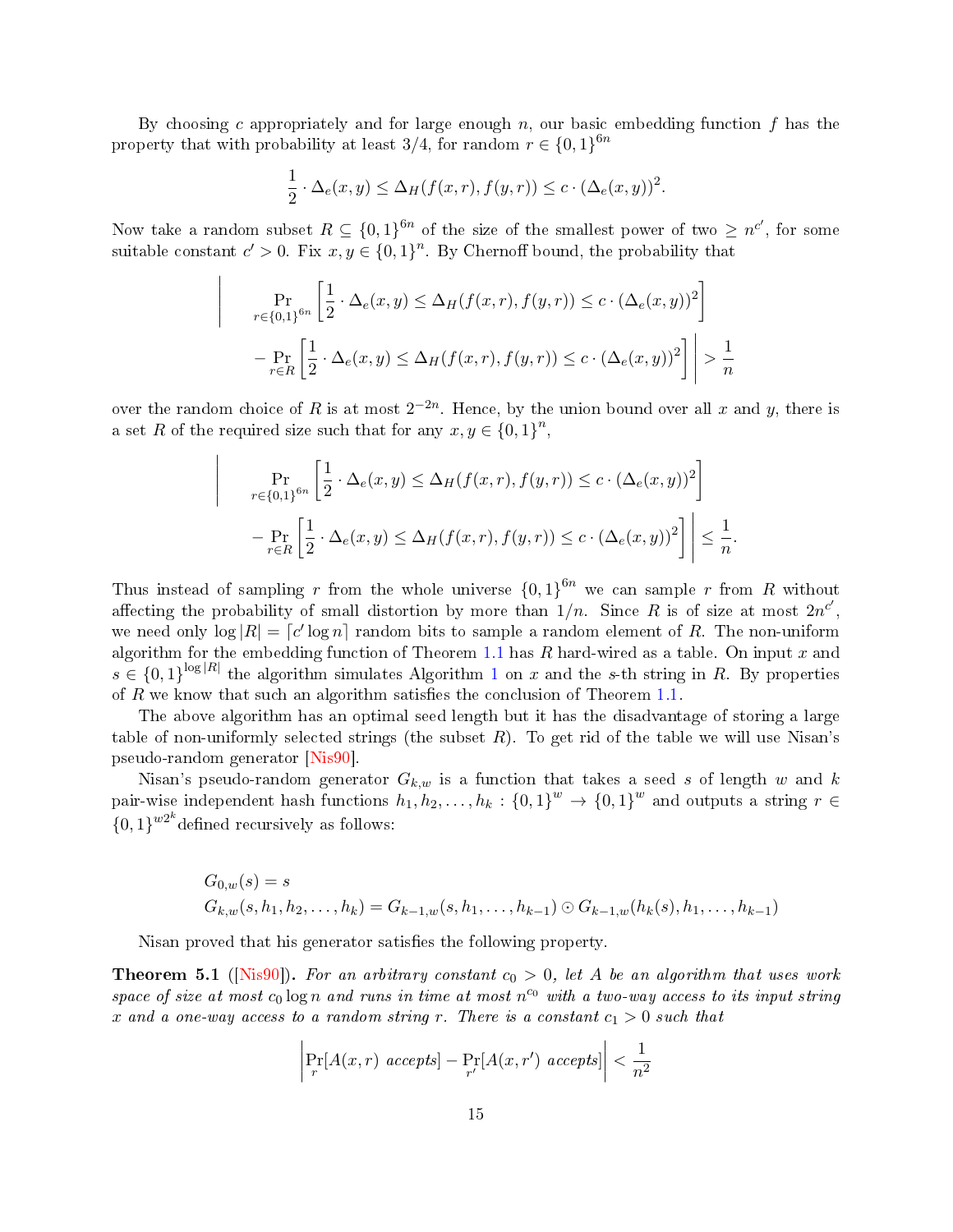By choosing $c$ appropriately and for large enough $n$, our basic embedding function $f$ has the property that with probability at least 3/4, for random $r \in \{0,1\}^{6n}$

$$\frac{1}{2} \cdot \Delta_e(x,y) \le \Delta_H(f(x,r), f(y,r)) \le c \cdot (\Delta_e(x,y))^2.$$

Now take a random subset $R \subseteq \{0,1\}^{6n}$ of the size of the smallest power of two $\ge n^{c'}$, for some suitable constant $c' > 0$. Fix $x, y \in \{0,1\}^n$. By Chernoff bound, the probability that

$$\left| \Pr_{r \in \{0,1\}^{6n}} \left[ \frac{1}{2} \cdot \Delta_e(x,y) \le \Delta_H(f(x,r), f(y,r)) \le c \cdot (\Delta_e(x,y))^2 \right] - \Pr_{r \in R} \left[ \frac{1}{2} \cdot \Delta_e(x,y) \le \Delta_H(f(x,r), f(y,r)) \le c \cdot (\Delta_e(x,y))^2 \right] \right| > \frac{1}{n}$$

over the random choice of $R$ is at most $2^{-2n}$. Hence, by the union bound over all $x$ and $y$, there is a set $R$ of the required size such that for any $x, y \in \{0,1\}^n$,

$$\left| \Pr_{r \in \{0,1\}^{6n}} \left[ \frac{1}{2} \cdot \Delta_e(x,y) \le \Delta_H(f(x,r), f(y,r)) \le c \cdot (\Delta_e(x,y))^2 \right] - \Pr_{r \in R} \left[ \frac{1}{2} \cdot \Delta_e(x,y) \le \Delta_H(f(x,r), f(y,r)) \le c \cdot (\Delta_e(x,y))^2 \right] \right| \le \frac{1}{n}.$$

Thus instead of sampling $r$ from the whole universe $\{0,1\}^{6n}$ we can sample $r$ from $R$ without affecting the probability of small distortion by more than $1/n$. Since $R$ is of size at most $2n^{c'}$, we need only $\log|R| = \lceil c' \log n \rceil$ random bits to sample a random element of $R$. The non-uniform algorithm for the embedding function of Theorem 1.1 has $R$ hard-wired as a table. On input $x$ and $s \in \{0,1\}^{\log|R|}$ the algorithm simulates Algorithm 1 on $x$ and the $s$-th string in $R$. By properties of $R$ we know that such an algorithm satisfies the conclusion of Theorem 1.1.

The above algorithm has an optimal seed length but it has the disadvantage of storing a large table of non-uniformly selected strings (the subset $R$). To get rid of the table we will use Nisan's pseudo-random generator [Nis90].

Nisan's pseudo-random generator $G_{k,w}$ is a function that takes a seed $s$ of length $w$ and $k$ pair-wise independent hash functions $h_1, h_2, \ldots, h_k : \{0,1\}^w \to \{0,1\}^w$ and outputs a string $r \in \{0,1\}^{w2^k}$ defined recursively as follows:

$$G_{0,w}(s) = s$$
$$G_{k,w}(s, h_1, h_2, \ldots, h_k) = G_{k-1,w}(s, h_1, \ldots, h_{k-1}) \odot G_{k-1,w}(h_k(s), h_1, \ldots, h_{k-1})$$

Nisan proved that his generator satisfies the following property.

**Theorem 5.1** ([Nis90]). *For an arbitrary constant $c_0 > 0$, let $A$ be an algorithm that uses work space of size at most $c_0 \log n$ and runs in time at most $n^{c_0}$ with a two-way access to its input string $x$ and a one-way access to a random string $r$. There is a constant $c_1 > 0$ such that*

$$\left| \Pr_r[A(x,r) \text{ accepts}] - \Pr_{r'}[A(x,r') \text{ accepts}] \right| < \frac{1}{n^2}$$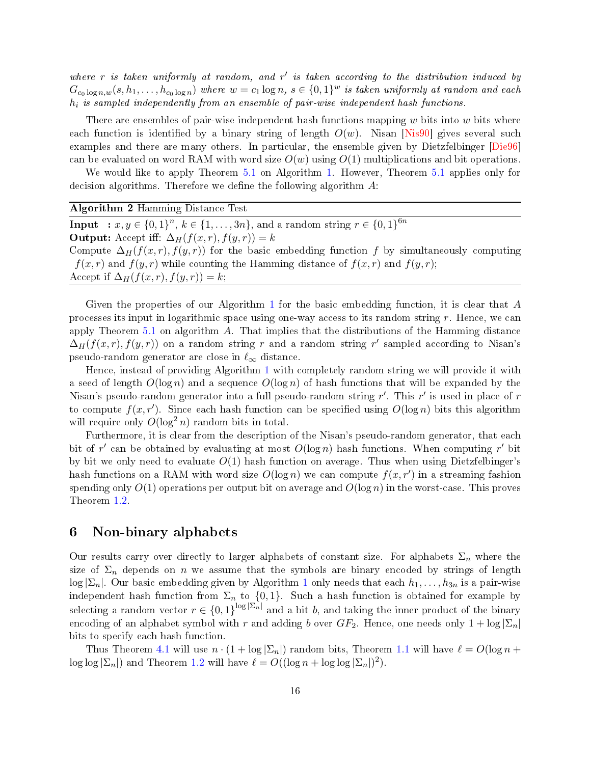*where $r$ is taken uniformly at random, and $r'$ is taken according to the distribution induced by $G_{c_0 \log n, w}(s, h_1, \ldots, h_{c_0 \log n})$ where $w = c_1 \log n$, $s \in \{0,1\}^w$ is taken uniformly at random and each $h_i$ is sampled independently from an ensemble of pair-wise independent hash functions.*

There are ensembles of pair-wise independent hash functions mapping $w$ bits into $w$ bits where each function is identified by a binary string of length $O(w)$. Nisan [Nis90] gives several such examples and there are many others. In particular, the ensemble given by Dietzfelbinger [Die96] can be evaluated on word RAM with word size $O(w)$ using $O(1)$ multiplications and bit operations.

We would like to apply Theorem 5.1 on Algorithm 1. However, Theorem 5.1 applies only for decision algorithms. Therefore we define the following algorithm $A$:

---

**Algorithm 2** Hamming Distance Test

---

**Input** : $x, y \in \{0,1\}^n$, $k \in \{1, \ldots, 3n\}$, and a random string $r \in \{0,1\}^{6n}$
**Output:** Accept iff: $\Delta_H(f(x,r), f(y,r)) = k$
Compute $\Delta_H(f(x,r), f(y,r))$ for the basic embedding function $f$ by simultaneously computing $f(x,r)$ and $f(y,r)$ while counting the Hamming distance of $f(x,r)$ and $f(y,r)$;
Accept if $\Delta_H(f(x,r), f(y,r)) = k$;

---

Given the properties of our Algorithm 1 for the basic embedding function, it is clear that $A$ processes its input in logarithmic space using one-way access to its random string $r$. Hence, we can apply Theorem 5.1 on algorithm $A$. That implies that the distributions of the Hamming distance $\Delta_H(f(x,r), f(y,r))$ on a random string $r$ and a random string $r'$ sampled according to Nisan's pseudo-random generator are close in $\ell_\infty$ distance.

Hence, instead of providing Algorithm 1 with completely random string we will provide it with a seed of length $O(\log n)$ and a sequence $O(\log n)$ of hash functions that will be expanded by the Nisan's pseudo-random generator into a full pseudo-random string $r'$. This $r'$ is used in place of $r$ to compute $f(x, r')$. Since each hash function can be specified using $O(\log n)$ bits this algorithm will require only $O(\log^2 n)$ random bits in total.

Furthermore, it is clear from the description of the Nisan's pseudo-random generator, that each bit of $r'$ can be obtained by evaluating at most $O(\log n)$ hash functions. When computing $r'$ bit by bit we only need to evaluate $O(1)$ hash function on average. Thus when using Dietzfelbinger's hash functions on a RAM with word size $O(\log n)$ we can compute $f(x, r')$ in a streaming fashion spending only $O(1)$ operations per output bit on average and $O(\log n)$ in the worst-case. This proves Theorem 1.2.

## 6 Non-binary alphabets

Our results carry over directly to larger alphabets of constant size. For alphabets $\Sigma_n$ where the size of $\Sigma_n$ depends on $n$ we assume that the symbols are binary encoded by strings of length $\log |\Sigma_n|$. Our basic embedding given by Algorithm 1 only needs that each $h_1, \ldots, h_{3n}$ is a pair-wise independent hash function from $\Sigma_n$ to $\{0,1\}$. Such a hash function is obtained for example by selecting a random vector $r \in \{0,1\}^{\log |\Sigma_n|}$ and a bit $b$, and taking the inner product of the binary encoding of an alphabet symbol with $r$ and adding $b$ over $GF_2$. Hence, one needs only $1 + \log |\Sigma_n|$ bits to specify each hash function.

Thus Theorem 4.1 will use $n \cdot (1 + \log |\Sigma_n|)$ random bits, Theorem 1.1 will have $\ell = O(\log n + \log \log |\Sigma_n|)$ and Theorem 1.2 will have $\ell = O((\log n + \log \log |\Sigma_n|)^2)$.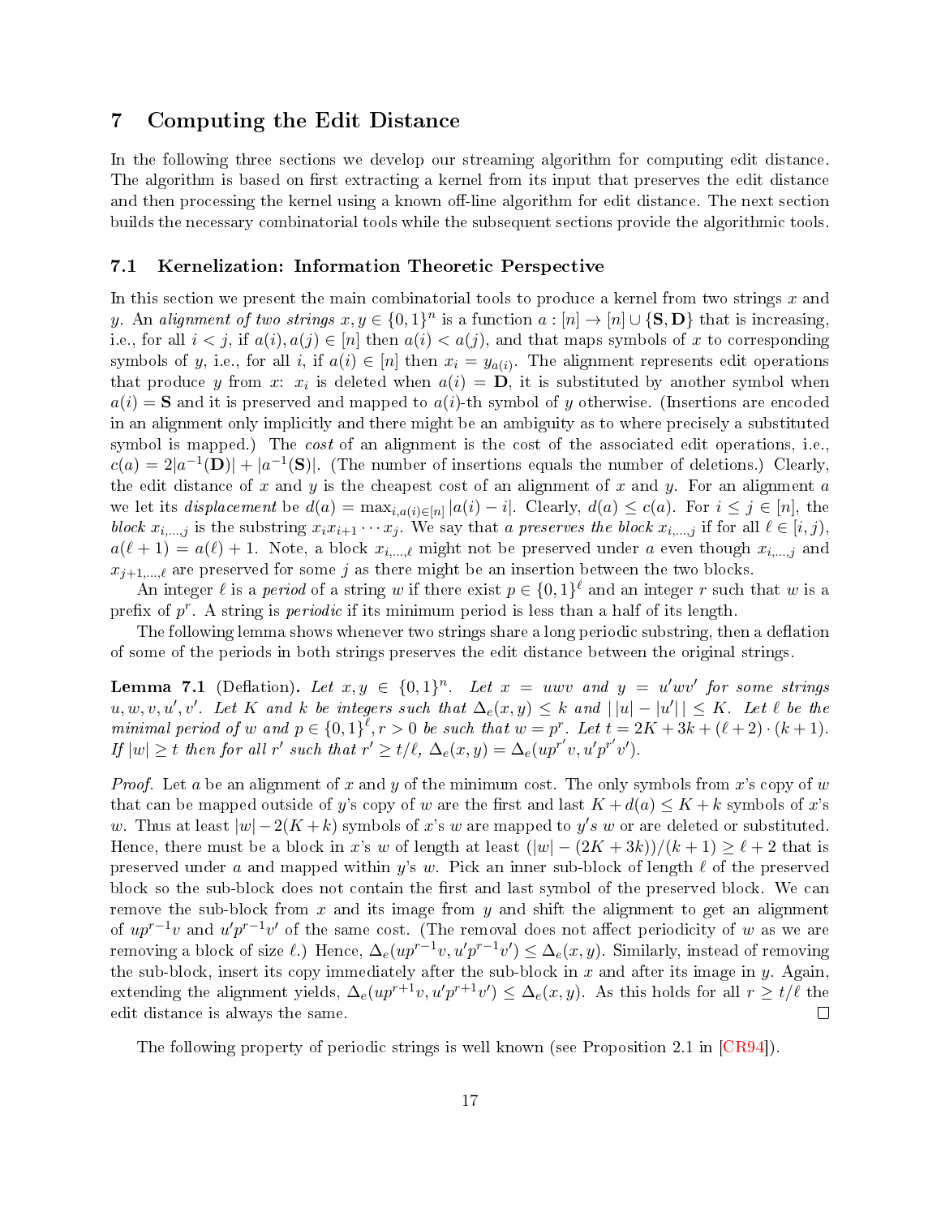## 7 Computing the Edit Distance

In the following three sections we develop our streaming algorithm for computing edit distance. The algorithm is based on first extracting a kernel from its input that preserves the edit distance and then processing the kernel using a known off-line algorithm for edit distance. The next section builds the necessary combinatorial tools while the subsequent sections provide the algorithmic tools.

### 7.1 Kernelization: Information Theoretic Perspective

In this section we present the main combinatorial tools to produce a kernel from two strings $x$ and $y$. An *alignment of two strings* $x, y \in \{0,1\}^n$ is a function $a : [n] \to [n] \cup \{\mathbf{S}, \mathbf{D}\}$ that is increasing, i.e., for all $i < j$, if $a(i), a(j) \in [n]$ then $a(i) < a(j)$, and that maps symbols of $x$ to corresponding symbols of $y$, i.e., for all $i$, if $a(i) \in [n]$ then $x_i = y_{a(i)}$. The alignment represents edit operations that produce $y$ from $x$: $x_i$ is deleted when $a(i) = \mathbf{D}$, it is substituted by another symbol when $a(i) = \mathbf{S}$ and it is preserved and mapped to $a(i)$-th symbol of $y$ otherwise. (Insertions are encoded in an alignment only implicitly and there might be an ambiguity as to where precisely a substituted symbol is mapped.) The *cost* of an alignment is the cost of the associated edit operations, i.e., $c(a) = 2|a^{-1}(\mathbf{D})| + |a^{-1}(\mathbf{S})|$. (The number of insertions equals the number of deletions.) Clearly, the edit distance of $x$ and $y$ is the cheapest cost of an alignment of $x$ and $y$. For an alignment $a$ we let its *displacement* be $d(a) = \max_{i, a(i) \in [n]} |a(i) - i|$. Clearly, $d(a) \leq c(a)$. For $i \leq j \in [n]$, the *block* $x_{i,\ldots,j}$ is the substring $x_i x_{i+1} \cdots x_j$. We say that *a preserves the block* $x_{i,\ldots,j}$ if for all $\ell \in [i, j)$, $a(\ell + 1) = a(\ell) + 1$. Note, a block $x_{i,\ldots,\ell}$ might not be preserved under $a$ even though $x_{i,\ldots,j}$ and $x_{j+1,\ldots,\ell}$ are preserved for some $j$ as there might be an insertion between the two blocks.

An integer $\ell$ is a *period* of a string $w$ if there exist $p \in \{0,1\}^\ell$ and an integer $r$ such that $w$ is a prefix of $p^r$. A string is *periodic* if its minimum period is less than a half of its length.

The following lemma shows whenever two strings share a long periodic substring, then a deflation of some of the periods in both strings preserves the edit distance between the original strings.

**Lemma 7.1** (Deflation)**.** *Let $x, y \in \{0,1\}^n$. Let $x = uwv$ and $y = u'wv'$ for some strings $u, w, v, u', v'$. Let $K$ and $k$ be integers such that $\Delta_e(x, y) \leq k$ and $\left| |u| - |u'| \right| \leq K$. Let $\ell$ be the minimal period of $w$ and $p \in \{0,1\}^\ell, r > 0$ be such that $w = p^r$. Let $t = 2K + 3k + (\ell + 2) \cdot (k + 1)$. If $|w| \geq t$ then for all $r'$ such that $r' \geq t/\ell$, $\Delta_e(x, y) = \Delta_e(up^{r'}v, u'p^{r'}v')$.*

*Proof.* Let $a$ be an alignment of $x$ and $y$ of the minimum cost. The only symbols from $x$'s copy of $w$ that can be mapped outside of $y$'s copy of $w$ are the first and last $K + d(a) \leq K + k$ symbols of $x$'s $w$. Thus at least $|w| - 2(K + k)$ symbols of $x$'s $w$ are mapped to $y'$s $w$ or are deleted or substituted. Hence, there must be a block in $x$'s $w$ of length at least $(|w| - (2K + 3k))/(k + 1) \geq \ell + 2$ that is preserved under $a$ and mapped within $y$'s $w$. Pick an inner sub-block of length $\ell$ of the preserved block so the sub-block does not contain the first and last symbol of the preserved block. We can remove the sub-block from $x$ and its image from $y$ and shift the alignment to get an alignment of $up^{r-1}v$ and $u'p^{r-1}v'$ of the same cost. (The removal does not affect periodicity of $w$ as we are removing a block of size $\ell$.) Hence, $\Delta_e(up^{r-1}v, u'p^{r-1}v') \leq \Delta_e(x, y)$. Similarly, instead of removing the sub-block, insert its copy immediately after the sub-block in $x$ and after its image in $y$. Again, extending the alignment yields, $\Delta_e(up^{r+1}v, u'p^{r+1}v') \leq \Delta_e(x, y)$. As this holds for all $r \geq t/\ell$ the edit distance is always the same. □

The following property of periodic strings is well known (see Proposition 2.1 in [CR94]).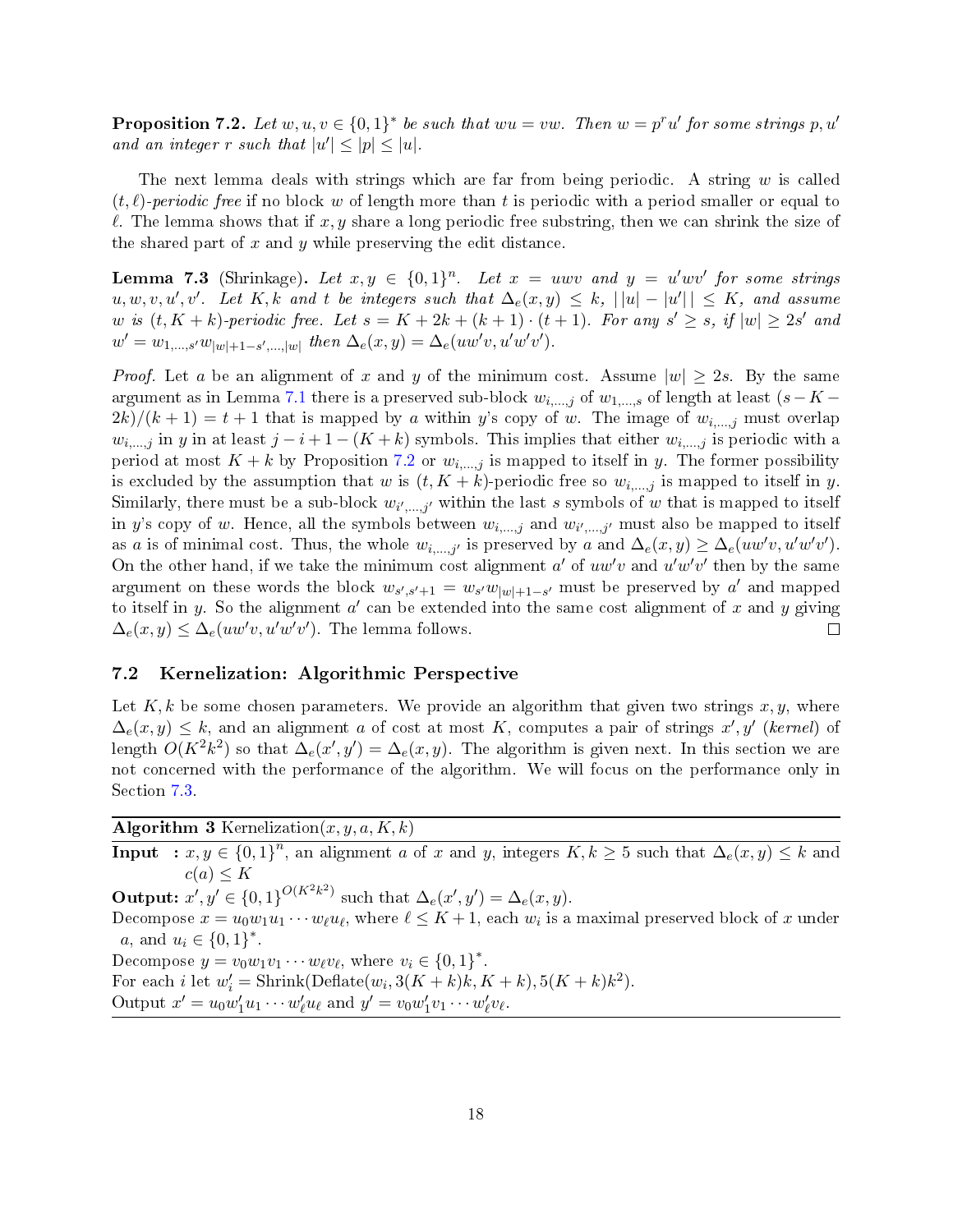**Proposition 7.2.** *Let $w, u, v \in \{0,1\}^*$ be such that $wu = vw$. Then $w = p^r u'$ for some strings $p, u'$ and an integer $r$ such that $|u'| \leq |p| \leq |u|$.*

The next lemma deals with strings which are far from being periodic. A string $w$ is called $(t, \ell)$*-periodic free* if no block $w$ of length more than $t$ is periodic with a period smaller or equal to $\ell$. The lemma shows that if $x, y$ share a long periodic free substring, then we can shrink the size of the shared part of $x$ and $y$ while preserving the edit distance.

**Lemma 7.3** (Shrinkage)**.** *Let $x, y \in \{0,1\}^n$. Let $x = uwv$ and $y = u'wv'$ for some strings $u, w, v, u', v'$. Let $K, k$ and $t$ be integers such that $\Delta_e(x, y) \leq k$, $||u| - |u'|| \leq K$, and assume $w$ is $(t, K + k)$-periodic free. Let $s = K + 2k + (k + 1) \cdot (t + 1)$. For any $s' \geq s$, if $|w| \geq 2s'$ and $w' = w_{1,\ldots,s'} w_{|w|+1-s',\ldots,|w|}$ then $\Delta_e(x, y) = \Delta_e(uw'v, u'w'v')$.*

*Proof.* Let $a$ be an alignment of $x$ and $y$ of the minimum cost. Assume $|w| \geq 2s$. By the same argument as in Lemma 7.1 there is a preserved sub-block $w_{i,\ldots,j}$ of $w_{1,\ldots,s}$ of length at least $(s - K - 2k)/(k + 1) = t + 1$ that is mapped by $a$ within $y$'s copy of $w$. The image of $w_{i,\ldots,j}$ must overlap $w_{i,\ldots,j}$ in $y$ in at least $j - i + 1 - (K + k)$ symbols. This implies that either $w_{i,\ldots,j}$ is periodic with a period at most $K + k$ by Proposition 7.2 or $w_{i,\ldots,j}$ is mapped to itself in $y$. The former possibility is excluded by the assumption that $w$ is $(t, K + k)$-periodic free so $w_{i,\ldots,j}$ is mapped to itself in $y$. Similarly, there must be a sub-block $w_{i',\ldots,j'}$ within the last $s$ symbols of $w$ that is mapped to itself in $y$'s copy of $w$. Hence, all the symbols between $w_{i,\ldots,j}$ and $w_{i',\ldots,j'}$ must also be mapped to itself as $a$ is of minimal cost. Thus, the whole $w_{i,\ldots,j'}$ is preserved by $a$ and $\Delta_e(x, y) \geq \Delta_e(uw'v, u'w'v')$. On the other hand, if we take the minimum cost alignment $a'$ of $uw'v$ and $u'w'v'$ then by the same argument on these words the block $w_{s',s'+1} = w_{s'} w_{|w|+1-s'}$ must be preserved by $a'$ and mapped to itself in $y$. So the alignment $a'$ can be extended into the same cost alignment of $x$ and $y$ giving $\Delta_e(x, y) \leq \Delta_e(uw'v, u'w'v')$. The lemma follows. $\square$

## 7.2 Kernelization: Algorithmic Perspective

Let $K, k$ be some chosen parameters. We provide an algorithm that given two strings $x, y$, where $\Delta_e(x, y) \leq k$, and an alignment $a$ of cost at most $K$, computes a pair of strings $x', y'$ (*kernel*) of length $O(K^2 k^2)$ so that $\Delta_e(x', y') = \Delta_e(x, y)$. The algorithm is given next. In this section we are not concerned with the performance of the algorithm. We will focus on the performance only in Section 7.3.

---

**Algorithm 3** Kernelization$(x, y, a, K, k)$

---

**Input :** $x, y \in \{0,1\}^n$, an alignment $a$ of $x$ and $y$, integers $K, k \geq 5$ such that $\Delta_e(x, y) \leq k$ and $c(a) \leq K$

**Output:** $x', y' \in \{0,1\}^{O(K^2 k^2)}$ such that $\Delta_e(x', y') = \Delta_e(x, y)$.

Decompose $x = u_0 w_1 u_1 \cdots w_\ell u_\ell$, where $\ell \leq K + 1$, each $w_i$ is a maximal preserved block of $x$ under $a$, and $u_i \in \{0,1\}^*$.

Decompose $y = v_0 w_1 v_1 \cdots w_\ell v_\ell$, where $v_i \in \{0,1\}^*$.

For each $i$ let $w'_i = \text{Shrink}(\text{Deflate}(w_i, 3(K + k)k, K + k), 5(K + k)k^2)$.

Output $x' = u_0 w'_1 u_1 \cdots w'_\ell u_\ell$ and $y' = v_0 w'_1 v_1 \cdots w'_\ell v_\ell$.

---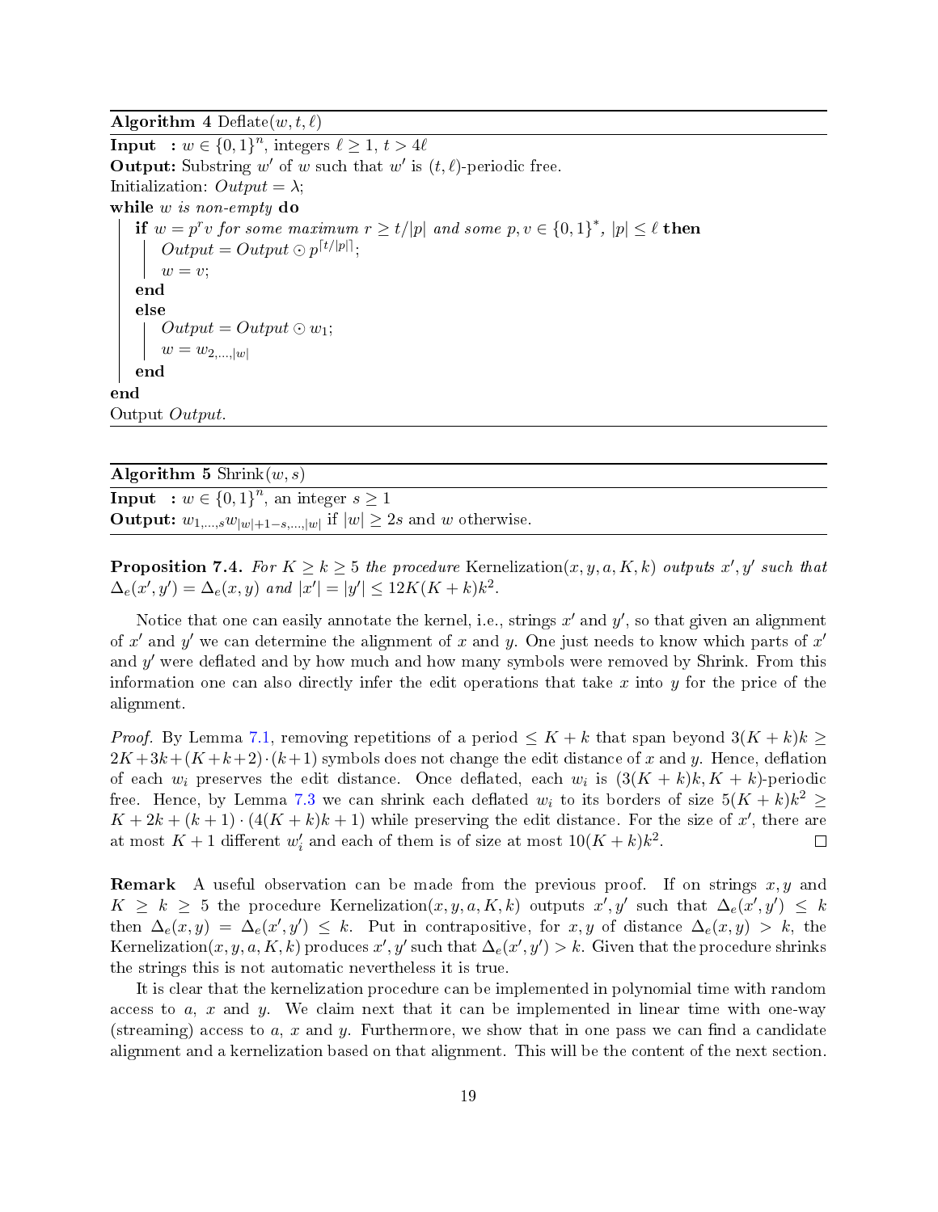**Algorithm 4** Deflate($w, t, \ell$)

**Input** : $w \in \{0,1\}^n$, integers $\ell \geq 1$, $t > 4\ell$
**Output:** Substring $w'$ of $w$ such that $w'$ is $(t, \ell)$-periodic free.
Initialization: $Output = \lambda$;

```
while w is non-empty do
    if w = p^r v for some maximum r ≥ t/|p| and some p, v ∈ {0,1}*, |p| ≤ ℓ then
        Output = Output ⊙ p^⌈t/|p|⌉;
        w = v;
    end
    else
        Output = Output ⊙ w_1;
        w = w_{2,...,|w|}
    end
end
Output Output.
```

**Algorithm 5** Shrink($w, s$)

**Input** : $w \in \{0,1\}^n$, an integer $s \geq 1$
**Output:** $w_{1,\ldots,s} w_{|w|+1-s,\ldots,|w|}$ if $|w| \geq 2s$ and $w$ otherwise.

**Proposition 7.4.** *For $K \geq k \geq 5$ the procedure* Kernelization$(x, y, a, K, k)$ *outputs $x', y'$ such that $\Delta_e(x', y') = \Delta_e(x, y)$ and $|x'| = |y'| \leq 12K(K+k)k^2$.*

Notice that one can easily annotate the kernel, i.e., strings $x'$ and $y'$, so that given an alignment of $x'$ and $y'$ we can determine the alignment of $x$ and $y$. One just needs to know which parts of $x'$ and $y'$ were deflated and by how much and how many symbols were removed by Shrink. From this information one can also directly infer the edit operations that take $x$ into $y$ for the price of the alignment.

*Proof.* By Lemma 7.1, removing repetitions of a period $\leq K + k$ that span beyond $3(K + k)k \geq 2K + 3k + (K + k + 2) \cdot (k + 1)$ symbols does not change the edit distance of $x$ and $y$. Hence, deflation of each $w_i$ preserves the edit distance. Once deflated, each $w_i$ is $(3(K + k)k, K + k)$-periodic free. Hence, by Lemma 7.3 we can shrink each deflated $w_i$ to its borders of size $5(K + k)k^2 \geq K + 2k + (k + 1) \cdot (4(K + k)k + 1)$ while preserving the edit distance. For the size of $x'$, there are at most $K + 1$ different $w'_i$ and each of them is of size at most $10(K + k)k^2$. $\square$

**Remark** A useful observation can be made from the previous proof. If on strings $x, y$ and $K \geq k \geq 5$ the procedure Kernelization$(x, y, a, K, k)$ outputs $x', y'$ such that $\Delta_e(x', y') \leq k$ then $\Delta_e(x, y) = \Delta_e(x', y') \leq k$. Put in contrapositive, for $x, y$ of distance $\Delta_e(x, y) > k$, the Kernelization$(x, y, a, K, k)$ produces $x', y'$ such that $\Delta_e(x', y') > k$. Given that the procedure shrinks the strings this is not automatic nevertheless it is true.

It is clear that the kernelization procedure can be implemented in polynomial time with random access to $a$, $x$ and $y$. We claim next that it can be implemented in linear time with one-way (streaming) access to $a$, $x$ and $y$. Furthermore, we show that in one pass we can find a candidate alignment and a kernelization based on that alignment. This will be the content of the next section.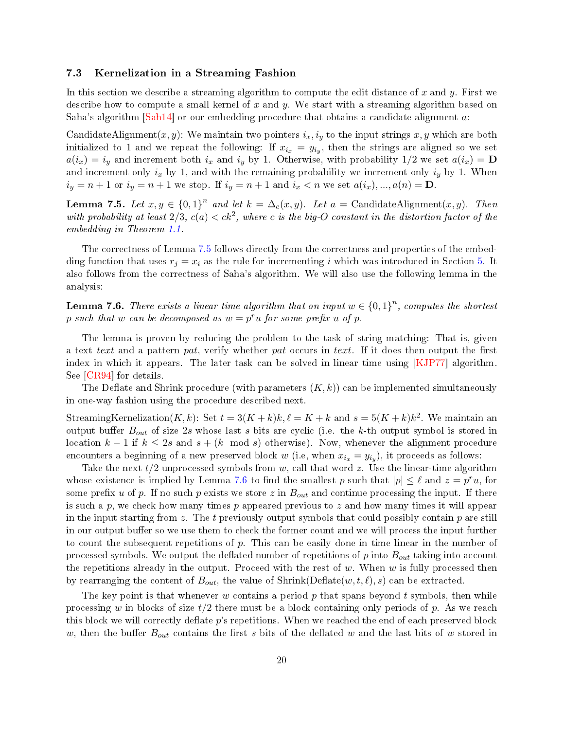### 7.3 Kernelization in a Streaming Fashion

In this section we describe a streaming algorithm to compute the edit distance of $x$ and $y$. First we describe how to compute a small kernel of $x$ and $y$. We start with a streaming algorithm based on Saha's algorithm [Sah14] or our embedding procedure that obtains a candidate alignment $a$:

CandidateAlignment$(x, y)$: We maintain two pointers $i_x, i_y$ to the input strings $x, y$ which are both initialized to 1 and we repeat the following: If $x_{i_x} = y_{i_y}$, then the strings are aligned so we set $a(i_x) = i_y$ and increment both $i_x$ and $i_y$ by 1. Otherwise, with probability 1/2 we set $a(i_x) = \mathbf{D}$ and increment only $i_x$ by 1, and with the remaining probability we increment only $i_y$ by 1. When $i_y = n+1$ or $i_y = n+1$ we stop. If $i_y = n+1$ and $i_x < n$ we set $a(i_x), ..., a(n) = \mathbf{D}$.

**Lemma 7.5.** *Let $x, y \in \{0,1\}^n$ and let $k = \Delta_e(x, y)$. Let $a = \text{CandidateAlignment}(x, y)$. Then with probability at least 2/3, $c(a) < ck^2$, where $c$ is the big-O constant in the distortion factor of the embedding in Theorem 1.1.*

The correctness of Lemma 7.5 follows directly from the correctness and properties of the embedding function that uses $r_j = x_i$ as the rule for incrementing $i$ which was introduced in Section 5. It also follows from the correctness of Saha's algorithm. We will also use the following lemma in the analysis:

**Lemma 7.6.** *There exists a linear time algorithm that on input $w \in \{0,1\}^n$, computes the shortest $p$ such that $w$ can be decomposed as $w = p^r u$ for some prefix $u$ of $p$.*

The lemma is proven by reducing the problem to the task of string matching: That is, given a text *text* and a pattern *pat*, verify whether *pat* occurs in *text*. If it does then output the first index in which it appears. The later task can be solved in linear time using [KJP77] algorithm. See [CR94] for details.

The Deflate and Shrink procedure (with parameters $(K, k)$) can be implemented simultaneously in one-way fashion using the procedure described next.

StreamingKernelization$(K, k)$: Set $t = 3(K + k)k, \ell = K + k$ and $s = 5(K + k)k^2$. We maintain an output buffer $B_{out}$ of size $2s$ whose last $s$ bits are cyclic (i.e. the $k$-th output symbol is stored in location $k-1$ if $k \leq 2s$ and $s + (k \mod s)$ otherwise). Now, whenever the alignment procedure encounters a beginning of a new preserved block $w$ (i.e, when $x_{i_x} = y_{i_y}$), it proceeds as follows:

Take the next $t/2$ unprocessed symbols from $w$, call that word $z$. Use the linear-time algorithm whose existence is implied by Lemma 7.6 to find the smallest $p$ such that $|p| \leq \ell$ and $z = p^r u$, for some prefix $u$ of $p$. If no such $p$ exists we store $z$ in $B_{out}$ and continue processing the input. If there is such a $p$, we check how many times $p$ appeared previous to $z$ and how many times it will appear in the input starting from $z$. The $t$ previously output symbols that could possibly contain $p$ are still in our output buffer so we use them to check the former count and we will process the input further to count the subsequent repetitions of $p$. This can be easily done in time linear in the number of processed symbols. We output the deflated number of repetitions of $p$ into $B_{out}$ taking into account the repetitions already in the output. Proceed with the rest of $w$. When $w$ is fully processed then by rearranging the content of $B_{out}$, the value of Shrink(Deflate$(w, t, \ell), s$) can be extracted.

The key point is that whenever $w$ contains a period $p$ that spans beyond $t$ symbols, then while processing $w$ in blocks of size $t/2$ there must be a block containing only periods of $p$. As we reach this block we will correctly deflate $p$'s repetitions. When we reached the end of each preserved block $w$, then the buffer $B_{out}$ contains the first $s$ bits of the deflated $w$ and the last bits of $w$ stored in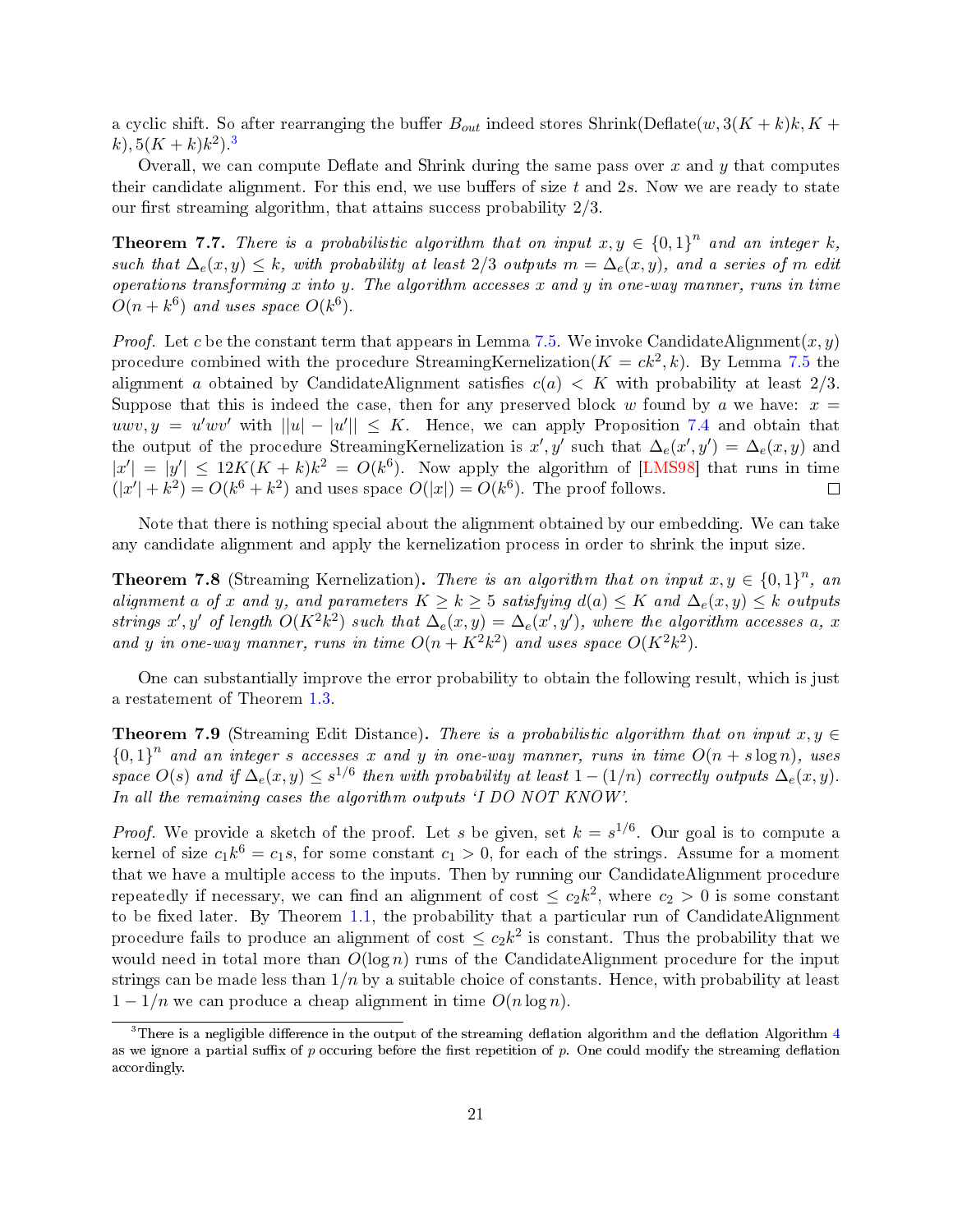a cyclic shift. So after rearranging the buffer $B_{out}$ indeed stores Shrink(Deflate$(w, 3(K+k)k, K+k), 5(K+k)k^2$).[3]

Overall, we can compute Deflate and Shrink during the same pass over $x$ and $y$ that computes their candidate alignment. For this end, we use buffers of size $t$ and $2s$. Now we are ready to state our first streaming algorithm, that attains success probability 2/3.

**Theorem 7.7.** *There is a probabilistic algorithm that on input $x, y \in \{0,1\}^n$ and an integer $k$, such that $\Delta_e(x,y) \le k$, with probability at least 2/3 outputs $m = \Delta_e(x,y)$, and a series of $m$ edit operations transforming $x$ into $y$. The algorithm accesses $x$ and $y$ in one-way manner, runs in time $O(n+k^6)$ and uses space $O(k^6)$.*

*Proof.* Let $c$ be the constant term that appears in Lemma 7.5. We invoke CandidateAlignment$(x, y)$ procedure combined with the procedure StreamingKernelization$(K = ck^2, k)$. By Lemma 7.5 the alignment $a$ obtained by CandidateAlignment satisfies $c(a) < K$ with probability at least 2/3. Suppose that this is indeed the case, then for any preserved block $w$ found by $a$ we have: $x = uwv, y = u'wv'$ with $||u| - |u'|| \le K$. Hence, we can apply Proposition 7.4 and obtain that the output of the procedure StreamingKernelization is $x', y'$ such that $\Delta_e(x', y') = \Delta_e(x, y)$ and $|x'| = |y'| \le 12K(K+k)k^2 = O(k^6)$. Now apply the algorithm of [LMS98] that runs in time $(|x'| + k^2) = O(k^6 + k^2)$ and uses space $O(|x|) = O(k^6)$. The proof follows. ∎

Note that there is nothing special about the alignment obtained by our embedding. We can take any candidate alignment and apply the kernelization process in order to shrink the input size.

**Theorem 7.8** (Streaming Kernelization)**.** *There is an algorithm that on input $x, y \in \{0,1\}^n$, an alignment $a$ of $x$ and $y$, and parameters $K \ge k \ge 5$ satisfying $d(a) \le K$ and $\Delta_e(x,y) \le k$ outputs strings $x', y'$ of length $O(K^2k^2)$ such that $\Delta_e(x,y) = \Delta_e(x',y')$, where the algorithm accesses $a$, $x$ and $y$ in one-way manner, runs in time $O(n + K^2k^2)$ and uses space $O(K^2k^2)$.*

One can substantially improve the error probability to obtain the following result, which is just a restatement of Theorem 1.3.

**Theorem 7.9** (Streaming Edit Distance)**.** *There is a probabilistic algorithm that on input $x, y \in \{0,1\}^n$ and an integer $s$ accesses $x$ and $y$ in one-way manner, runs in time $O(n + s\log n)$, uses space $O(s)$ and if $\Delta_e(x,y) \le s^{1/6}$ then with probability at least $1-(1/n)$ correctly outputs $\Delta_e(x,y)$. In all the remaining cases the algorithm outputs 'I DO NOT KNOW'.*

*Proof.* We provide a sketch of the proof. Let $s$ be given, set $k = s^{1/6}$. Our goal is to compute a kernel of size $c_1k^6 = c_1s$, for some constant $c_1 > 0$, for each of the strings. Assume for a moment that we have a multiple access to the inputs. Then by running our CandidateAlignment procedure repeatedly if necessary, we can find an alignment of cost $\le c_2k^2$, where $c_2 > 0$ is some constant to be fixed later. By Theorem 1.1, the probability that a particular run of CandidateAlignment procedure fails to produce an alignment of cost $\le c_2k^2$ is constant. Thus the probability that we would need in total more than $O(\log n)$ runs of the CandidateAlignment procedure for the input strings can be made less than $1/n$ by a suitable choice of constants. Hence, with probability at least $1 - 1/n$ we can produce a cheap alignment in time $O(n\log n)$.

[3] There is a negligible difference in the output of the streaming deflation algorithm and the deflation Algorithm 4 as we ignore a partial suffix of $p$ occuring before the first repetition of $p$. One could modify the streaming deflation accordingly.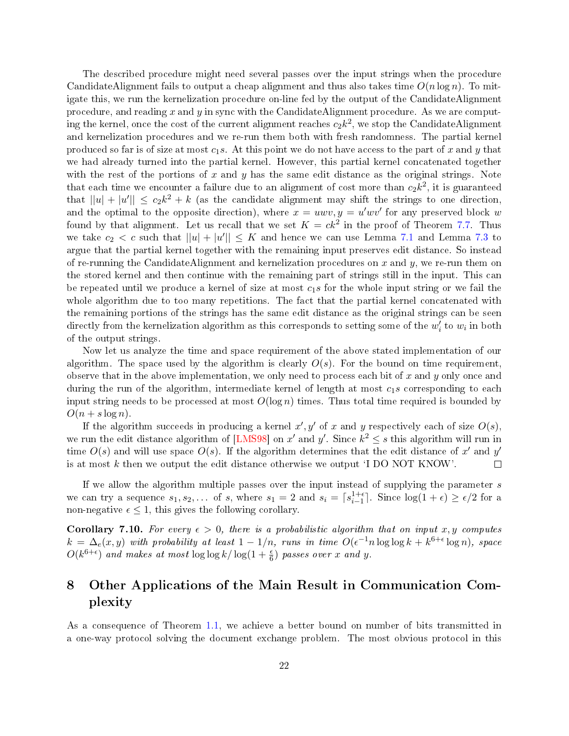The described procedure might need several passes over the input strings when the procedure CandidateAlignment fails to output a cheap alignment and thus also takes time $O(n \log n)$. To mitigate this, we run the kernelization procedure on-line fed by the output of the CandidateAlignment procedure, and reading $x$ and $y$ in sync with the CandidateAlignment procedure. As we are computing the kernel, once the cost of the current alignment reaches $c_2k^2$, we stop the CandidateAlignment and kernelization procedures and we re-run them both with fresh randomness. The partial kernel produced so far is of size at most $c_1s$. At this point we do not have access to the part of $x$ and $y$ that we had already turned into the partial kernel. However, this partial kernel concatenated together with the rest of the portions of $x$ and $y$ has the same edit distance as the original strings. Note that each time we encounter a failure due to an alignment of cost more than $c_2k^2$, it is guaranteed that $||u| + |u'|| \leq c_2k^2 + k$ (as the candidate alignment may shift the strings to one direction, and the optimal to the opposite direction), where $x = uwv, y = u'wv'$ for any preserved block $w$ found by that alignment. Let us recall that we set $K = ck^2$ in the proof of Theorem 7.7. Thus we take $c_2 < c$ such that $||u| + |u'|| \leq K$ and hence we can use Lemma 7.1 and Lemma 7.3 to argue that the partial kernel together with the remaining input preserves edit distance. So instead of re-running the CandidateAlignment and kernelization procedures on $x$ and $y$, we re-run them on the stored kernel and then continue with the remaining part of strings still in the input. This can be repeated until we produce a kernel of size at most $c_1s$ for the whole input string or we fail the whole algorithm due to too many repetitions. The fact that the partial kernel concatenated with the remaining portions of the strings has the same edit distance as the original strings can be seen directly from the kernelization algorithm as this corresponds to setting some of the $w'_i$ to $w_i$ in both of the output strings.

Now let us analyze the time and space requirement of the above stated implementation of our algorithm. The space used by the algorithm is clearly $O(s)$. For the bound on time requirement, observe that in the above implementation, we only need to process each bit of $x$ and $y$ only once and during the run of the algorithm, intermediate kernel of length at most $c_1s$ corresponding to each input string needs to be processed at most $O(\log n)$ times. Thus total time required is bounded by $O(n + s \log n)$.

If the algorithm succeeds in producing a kernel $x', y'$ of $x$ and $y$ respectively each of size $O(s)$, we run the edit distance algorithm of [LMS98] on $x'$ and $y'$. Since $k^2 \leq s$ this algorithm will run in time $O(s)$ and will use space $O(s)$. If the algorithm determines that the edit distance of $x'$ and $y'$ is at most $k$ then we output the edit distance otherwise we output 'I DO NOT KNOW'. □

If we allow the algorithm multiple passes over the input instead of supplying the parameter $s$ we can try a sequence $s_1, s_2, \ldots$ of $s$, where $s_1 = 2$ and $s_i = \lceil s_{i-1}^{1+\epsilon} \rceil$. Since $\log(1 + \epsilon) \geq \epsilon/2$ for a non-negative $\epsilon \leq 1$, this gives the following corollary.

**Corollary 7.10.** *For every $\epsilon > 0$, there is a probabilistic algorithm that on input $x, y$ computes $k = \Delta_e(x, y)$ with probability at least $1 - 1/n$, runs in time $O(\epsilon^{-1} n \log\log k + k^{6+\epsilon} \log n)$, space $O(k^{6+\epsilon})$ and makes at most $\log\log k / \log(1 + \frac{\epsilon}{6})$ passes over $x$ and $y$.*

# 8 Other Applications of the Main Result in Communication Complexity

As a consequence of Theorem 1.1, we achieve a better bound on number of bits transmitted in a one-way protocol solving the document exchange problem. The most obvious protocol in this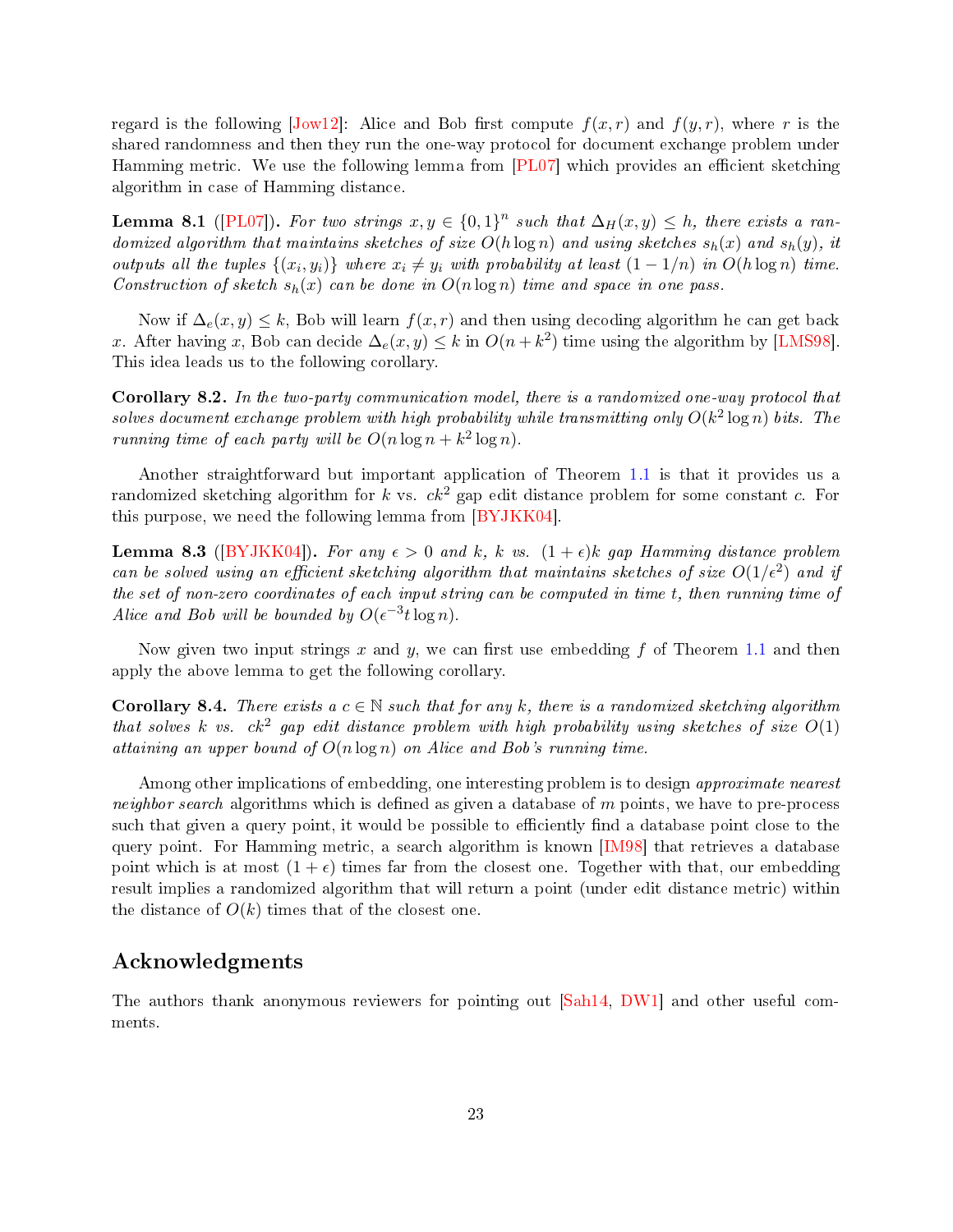regard is the following [Jow12]: Alice and Bob first compute $f(x, r)$ and $f(y, r)$, where $r$ is the shared randomness and then they run the one-way protocol for document exchange problem under Hamming metric. We use the following lemma from [PL07] which provides an efficient sketching algorithm in case of Hamming distance.

**Lemma 8.1** ([PL07]). *For two strings $x, y \in \{0,1\}^n$ such that $\Delta_H(x, y) \leq h$, there exists a randomized algorithm that maintains sketches of size $O(h \log n)$ and using sketches $s_h(x)$ and $s_h(y)$, it outputs all the tuples $\{(x_i, y_i)\}$ where $x_i \neq y_i$ with probability at least $(1 - 1/n)$ in $O(h \log n)$ time. Construction of sketch $s_h(x)$ can be done in $O(n \log n)$ time and space in one pass.*

Now if $\Delta_e(x, y) \leq k$, Bob will learn $f(x, r)$ and then using decoding algorithm he can get back $x$. After having $x$, Bob can decide $\Delta_e(x, y) \leq k$ in $O(n + k^2)$ time using the algorithm by [LMS98]. This idea leads us to the following corollary.

**Corollary 8.2.** *In the two-party communication model, there is a randomized one-way protocol that solves document exchange problem with high probability while transmitting only $O(k^2 \log n)$ bits. The running time of each party will be $O(n \log n + k^2 \log n)$.*

Another straightforward but important application of Theorem 1.1 is that it provides us a randomized sketching algorithm for $k$ vs. $ck^2$ gap edit distance problem for some constant $c$. For this purpose, we need the following lemma from [BYJKK04].

**Lemma 8.3** ([BYJKK04]). *For any $\epsilon > 0$ and $k$, $k$ vs. $(1 + \epsilon)k$ gap Hamming distance problem can be solved using an efficient sketching algorithm that maintains sketches of size $O(1/\epsilon^2)$ and if the set of non-zero coordinates of each input string can be computed in time $t$, then running time of Alice and Bob will be bounded by $O(\epsilon^{-3} t \log n)$.*

Now given two input strings $x$ and $y$, we can first use embedding $f$ of Theorem 1.1 and then apply the above lemma to get the following corollary.

**Corollary 8.4.** *There exists a $c \in \mathbb{N}$ such that for any $k$, there is a randomized sketching algorithm that solves $k$ vs. $ck^2$ gap edit distance problem with high probability using sketches of size $O(1)$ attaining an upper bound of $O(n \log n)$ on Alice and Bob's running time.*

Among other implications of embedding, one interesting problem is to design *approximate nearest neighbor search* algorithms which is defined as given a database of $m$ points, we have to pre-process such that given a query point, it would be possible to efficiently find a database point close to the query point. For Hamming metric, a search algorithm is known [IM98] that retrieves a database point which is at most $(1 + \epsilon)$ times far from the closest one. Together with that, our embedding result implies a randomized algorithm that will return a point (under edit distance metric) within the distance of $O(k)$ times that of the closest one.

## Acknowledgments

The authors thank anonymous reviewers for pointing out [Sah14, DW1] and other useful comments.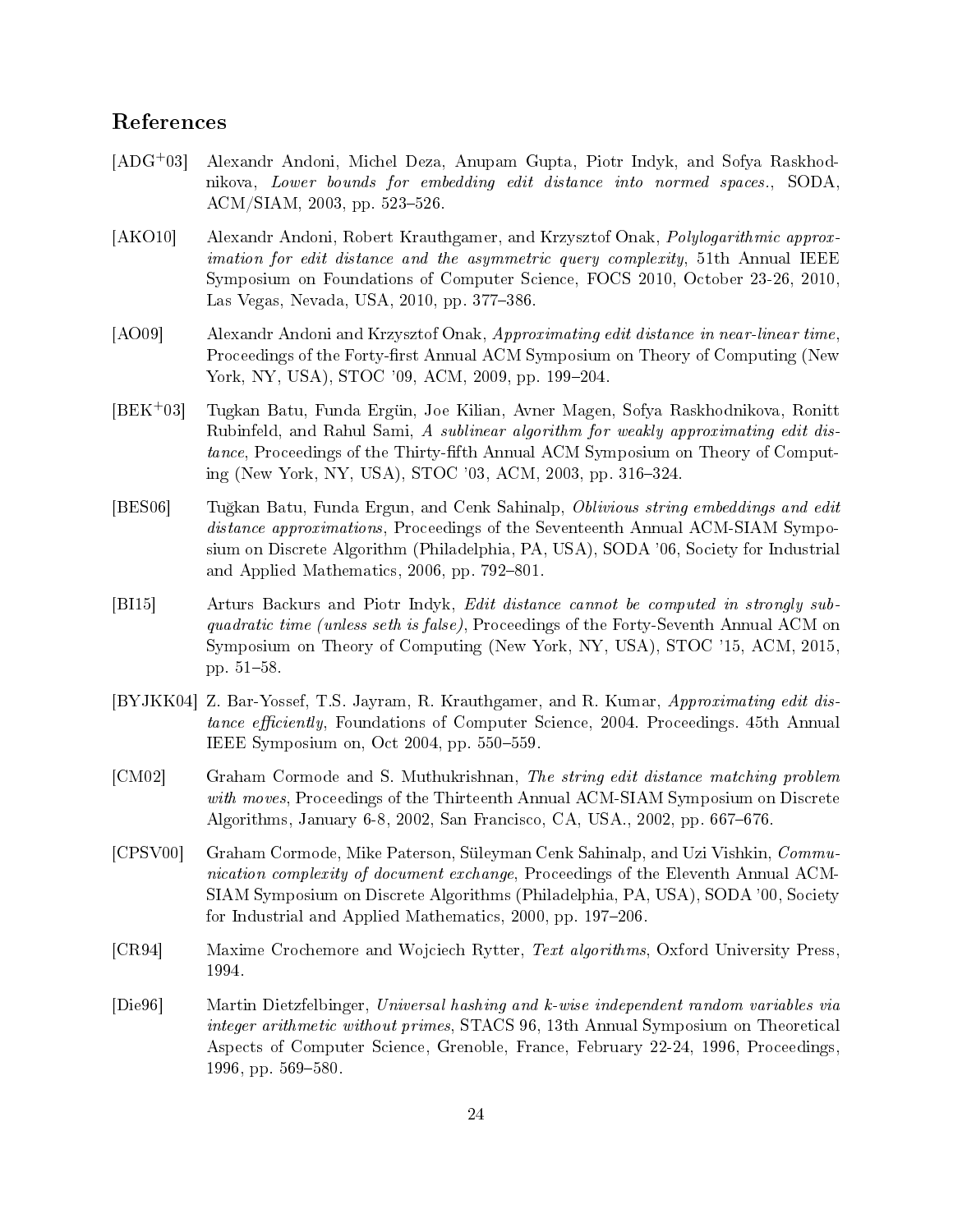## References

[ADG$^+$03] Alexandr Andoni, Michel Deza, Anupam Gupta, Piotr Indyk, and Sofya Raskhodnikova, *Lower bounds for embedding edit distance into normed spaces.*, SODA, ACM/SIAM, 2003, pp. 523–526.

[AKO10] Alexandr Andoni, Robert Krauthgamer, and Krzysztof Onak, *Polylogarithmic approximation for edit distance and the asymmetric query complexity*, 51th Annual IEEE Symposium on Foundations of Computer Science, FOCS 2010, October 23-26, 2010, Las Vegas, Nevada, USA, 2010, pp. 377–386.

[AO09] Alexandr Andoni and Krzysztof Onak, *Approximating edit distance in near-linear time*, Proceedings of the Forty-first Annual ACM Symposium on Theory of Computing (New York, NY, USA), STOC '09, ACM, 2009, pp. 199–204.

[BEK$^+$03] Tugkan Batu, Funda Ergün, Joe Kilian, Avner Magen, Sofya Raskhodnikova, Ronitt Rubinfeld, and Rahul Sami, *A sublinear algorithm for weakly approximating edit distance*, Proceedings of the Thirty-fifth Annual ACM Symposium on Theory of Computing (New York, NY, USA), STOC '03, ACM, 2003, pp. 316–324.

[BES06] Tuğkan Batu, Funda Ergun, and Cenk Sahinalp, *Oblivious string embeddings and edit distance approximations*, Proceedings of the Seventeenth Annual ACM-SIAM Symposium on Discrete Algorithm (Philadelphia, PA, USA), SODA '06, Society for Industrial and Applied Mathematics, 2006, pp. 792–801.

[BI15] Arturs Backurs and Piotr Indyk, *Edit distance cannot be computed in strongly subquadratic time (unless seth is false)*, Proceedings of the Forty-Seventh Annual ACM on Symposium on Theory of Computing (New York, NY, USA), STOC '15, ACM, 2015, pp. 51–58.

[BYJKK04] Z. Bar-Yossef, T.S. Jayram, R. Krauthgamer, and R. Kumar, *Approximating edit distance efficiently*, Foundations of Computer Science, 2004. Proceedings. 45th Annual IEEE Symposium on, Oct 2004, pp. 550–559.

[CM02] Graham Cormode and S. Muthukrishnan, *The string edit distance matching problem with moves*, Proceedings of the Thirteenth Annual ACM-SIAM Symposium on Discrete Algorithms, January 6-8, 2002, San Francisco, CA, USA., 2002, pp. 667–676.

[CPSV00] Graham Cormode, Mike Paterson, Süleyman Cenk Sahinalp, and Uzi Vishkin, *Communication complexity of document exchange*, Proceedings of the Eleventh Annual ACM-SIAM Symposium on Discrete Algorithms (Philadelphia, PA, USA), SODA '00, Society for Industrial and Applied Mathematics, 2000, pp. 197–206.

[CR94] Maxime Crochemore and Wojciech Rytter, *Text algorithms*, Oxford University Press, 1994.

[Die96] Martin Dietzfelbinger, *Universal hashing and k-wise independent random variables via integer arithmetic without primes*, STACS 96, 13th Annual Symposium on Theoretical Aspects of Computer Science, Grenoble, France, February 22-24, 1996, Proceedings, 1996, pp. 569–580.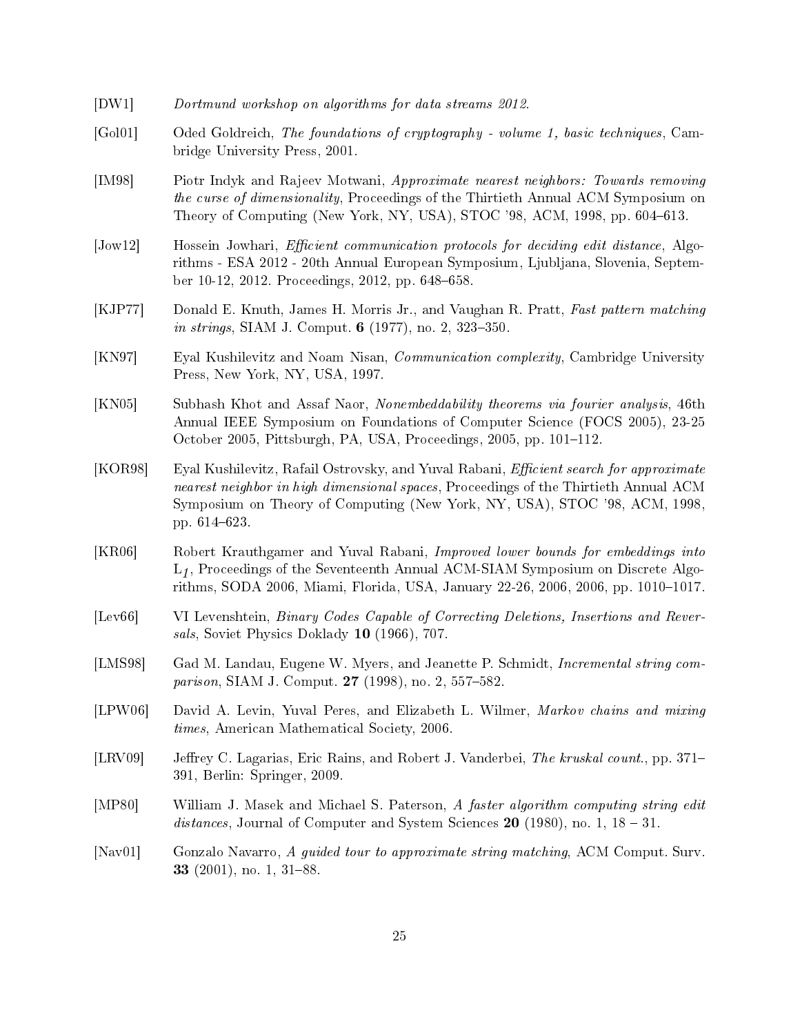[DW1] *Dortmund workshop on algorithms for data streams 2012*.

[Gol01] Oded Goldreich, *The foundations of cryptography - volume 1, basic techniques*, Cambridge University Press, 2001.

[IM98] Piotr Indyk and Rajeev Motwani, *Approximate nearest neighbors: Towards removing the curse of dimensionality*, Proceedings of the Thirtieth Annual ACM Symposium on Theory of Computing (New York, NY, USA), STOC '98, ACM, 1998, pp. 604–613.

[Jow12] Hossein Jowhari, *Efficient communication protocols for deciding edit distance*, Algorithms - ESA 2012 - 20th Annual European Symposium, Ljubljana, Slovenia, September 10-12, 2012. Proceedings, 2012, pp. 648–658.

[KJP77] Donald E. Knuth, James H. Morris Jr., and Vaughan R. Pratt, *Fast pattern matching in strings*, SIAM J. Comput. **6** (1977), no. 2, 323–350.

[KN97] Eyal Kushilevitz and Noam Nisan, *Communication complexity*, Cambridge University Press, New York, NY, USA, 1997.

[KN05] Subhash Khot and Assaf Naor, *Nonembeddability theorems via fourier analysis*, 46th Annual IEEE Symposium on Foundations of Computer Science (FOCS 2005), 23-25 October 2005, Pittsburgh, PA, USA, Proceedings, 2005, pp. 101–112.

[KOR98] Eyal Kushilevitz, Rafail Ostrovsky, and Yuval Rabani, *Efficient search for approximate nearest neighbor in high dimensional spaces*, Proceedings of the Thirtieth Annual ACM Symposium on Theory of Computing (New York, NY, USA), STOC '98, ACM, 1998, pp. 614–623.

[KR06] Robert Krauthgamer and Yuval Rabani, *Improved lower bounds for embeddings into* $L_1$, Proceedings of the Seventeenth Annual ACM-SIAM Symposium on Discrete Algorithms, SODA 2006, Miami, Florida, USA, January 22-26, 2006, 2006, pp. 1010–1017.

[Lev66] VI Levenshtein, *Binary Codes Capable of Correcting Deletions, Insertions and Reversals*, Soviet Physics Doklady **10** (1966), 707.

[LMS98] Gad M. Landau, Eugene W. Myers, and Jeanette P. Schmidt, *Incremental string comparison*, SIAM J. Comput. **27** (1998), no. 2, 557–582.

[LPW06] David A. Levin, Yuval Peres, and Elizabeth L. Wilmer, *Markov chains and mixing times*, American Mathematical Society, 2006.

[LRV09] Jeffrey C. Lagarias, Eric Rains, and Robert J. Vanderbei, *The kruskal count.*, pp. 371–391, Berlin: Springer, 2009.

[MP80] William J. Masek and Michael S. Paterson, *A faster algorithm computing string edit distances*, Journal of Computer and System Sciences **20** (1980), no. 1, 18 – 31.

[Nav01] Gonzalo Navarro, *A guided tour to approximate string matching*, ACM Comput. Surv. **33** (2001), no. 1, 31–88.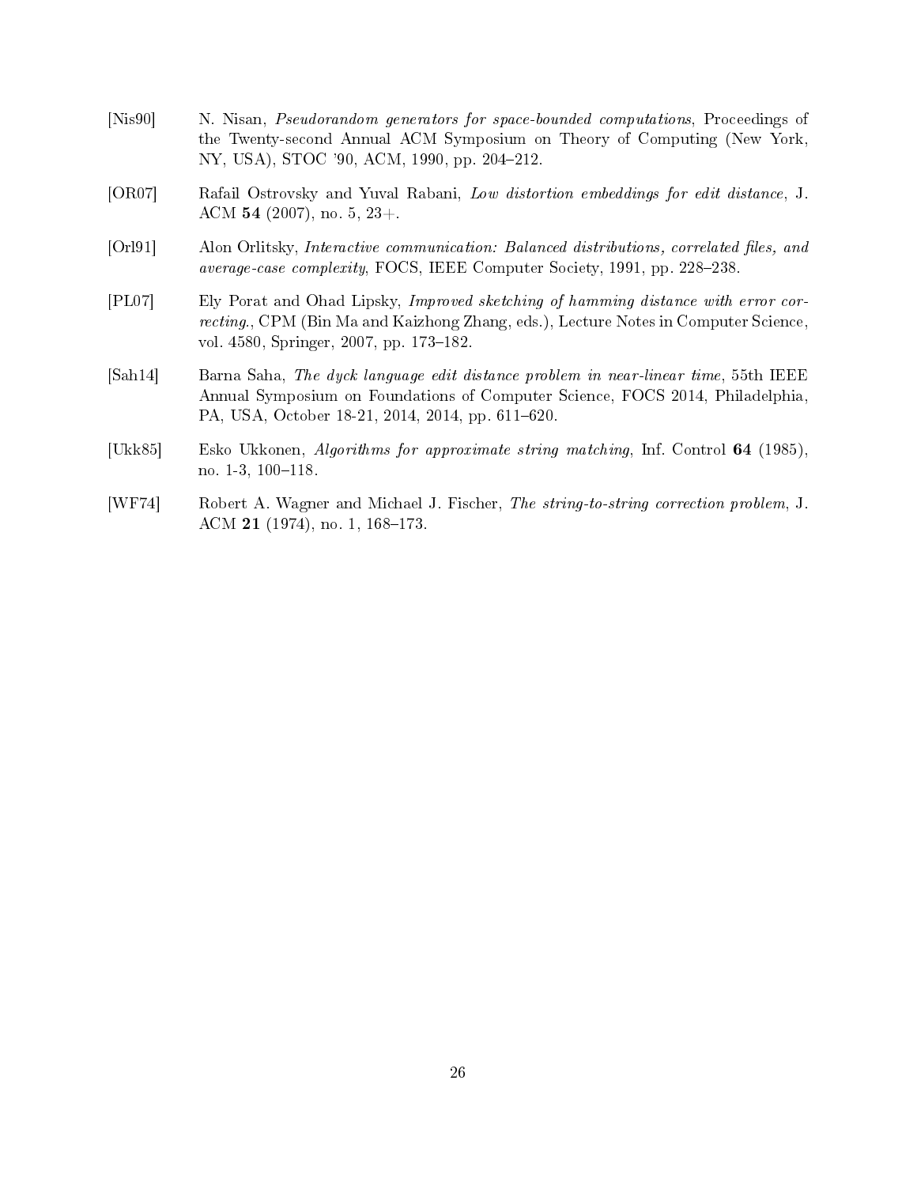[Nis90] N. Nisan, *Pseudorandom generators for space-bounded computations*, Proceedings of the Twenty-second Annual ACM Symposium on Theory of Computing (New York, NY, USA), STOC '90, ACM, 1990, pp. 204–212.

[OR07] Rafail Ostrovsky and Yuval Rabani, *Low distortion embeddings for edit distance*, J. ACM **54** (2007), no. 5, 23+.

[Orl91] Alon Orlitsky, *Interactive communication: Balanced distributions, correlated files, and average-case complexity*, FOCS, IEEE Computer Society, 1991, pp. 228–238.

[PL07] Ely Porat and Ohad Lipsky, *Improved sketching of hamming distance with error correcting.*, CPM (Bin Ma and Kaizhong Zhang, eds.), Lecture Notes in Computer Science, vol. 4580, Springer, 2007, pp. 173–182.

[Sah14] Barna Saha, *The dyck language edit distance problem in near-linear time*, 55th IEEE Annual Symposium on Foundations of Computer Science, FOCS 2014, Philadelphia, PA, USA, October 18-21, 2014, 2014, pp. 611–620.

[Ukk85] Esko Ukkonen, *Algorithms for approximate string matching*, Inf. Control **64** (1985), no. 1-3, 100–118.

[WF74] Robert A. Wagner and Michael J. Fischer, *The string-to-string correction problem*, J. ACM **21** (1974), no. 1, 168–173.